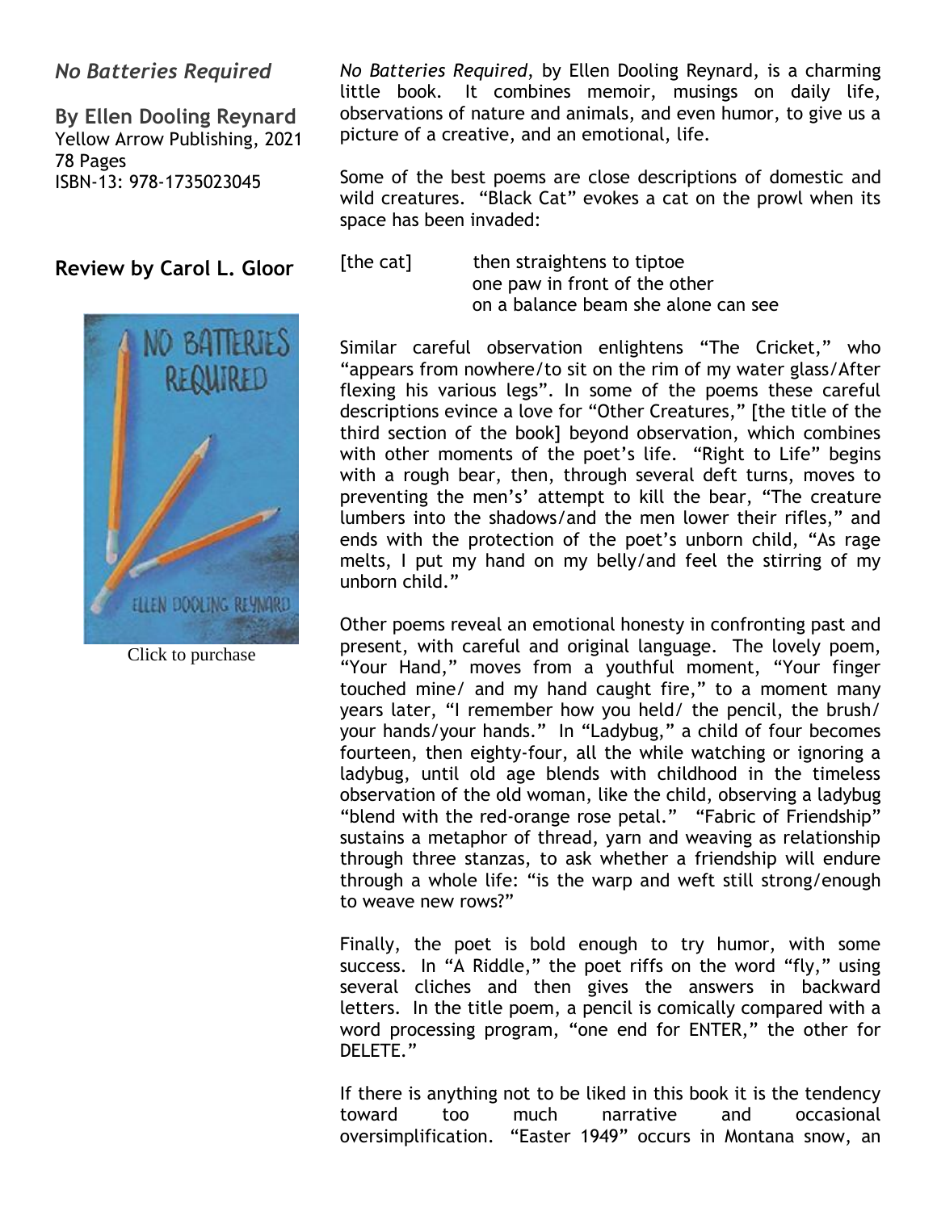## *No Batteries Required*

**By Ellen Dooling Reynard**
Yellow Arrow Publishing, 2021
78 Pages
ISBN-13: 978-1735023045

### Review by Carol L. Gloor

Click to purchase

*No Batteries Required*, by Ellen Dooling Reynard, is a charming little book. It combines memoir, musings on daily life, observations of nature and animals, and even humor, to give us a picture of a creative, and an emotional, life.

Some of the best poems are close descriptions of domestic and wild creatures. "Black Cat" evokes a cat on the prowl when its space has been invaded:

[the cat] then straightens to tiptoe
one paw in front of the other
on a balance beam she alone can see

Similar careful observation enlightens "The Cricket," who "appears from nowhere/to sit on the rim of my water glass/After flexing his various legs". In some of the poems these careful descriptions evince a love for "Other Creatures," [the title of the third section of the book] beyond observation, which combines with other moments of the poet's life. "Right to Life" begins with a rough bear, then, through several deft turns, moves to preventing the men's' attempt to kill the bear, "The creature lumbers into the shadows/and the men lower their rifles," and ends with the protection of the poet's unborn child, "As rage melts, I put my hand on my belly/and feel the stirring of my unborn child."

Other poems reveal an emotional honesty in confronting past and present, with careful and original language. The lovely poem, "Your Hand," moves from a youthful moment, "Your finger touched mine/ and my hand caught fire," to a moment many years later, "I remember how you held/ the pencil, the brush/ your hands/your hands." In "Ladybug," a child of four becomes fourteen, then eighty-four, all the while watching or ignoring a ladybug, until old age blends with childhood in the timeless observation of the old woman, like the child, observing a ladybug "blend with the red-orange rose petal." "Fabric of Friendship" sustains a metaphor of thread, yarn and weaving as relationship through three stanzas, to ask whether a friendship will endure through a whole life: "is the warp and weft still strong/enough to weave new rows?"

Finally, the poet is bold enough to try humor, with some success. In "A Riddle," the poet riffs on the word "fly," using several cliches and then gives the answers in backward letters. In the title poem, a pencil is comically compared with a word processing program, "one end for ENTER," the other for DELETE."

If there is anything not to be liked in this book it is the tendency toward too much narrative and occasional oversimplification. "Easter 1949" occurs in Montana snow, an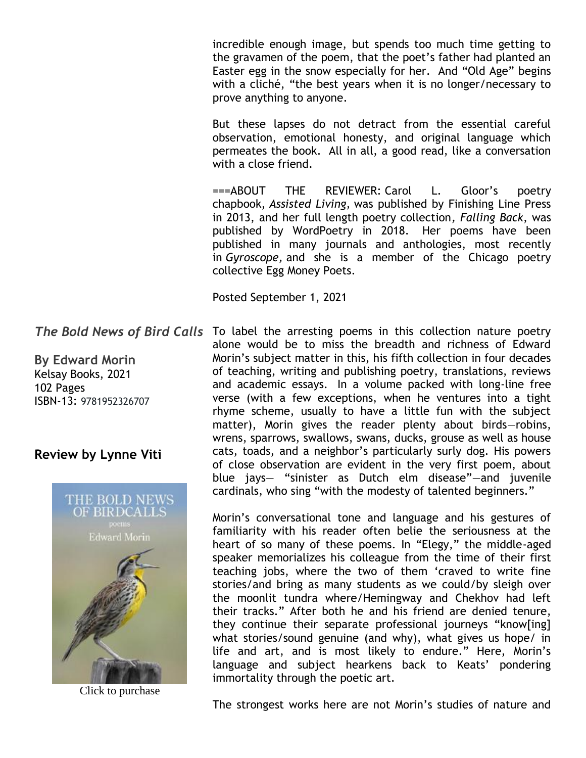incredible enough image, but spends too much time getting to the gravamen of the poem, that the poet's father had planted an Easter egg in the snow especially for her. And "Old Age" begins with a cliché, "the best years when it is no longer/necessary to prove anything to anyone.

But these lapses do not detract from the essential careful observation, emotional honesty, and original language which permeates the book. All in all, a good read, like a conversation with a close friend.

===ABOUT THE REVIEWER: Carol L. Gloor's poetry chapbook, *Assisted Living,* was published by Finishing Line Press in 2013, and her full length poetry collection, *Falling Back*, was published by WordPoetry in 2018. Her poems have been published in many journals and anthologies, most recently in *Gyroscope*, and she is a member of the Chicago poetry collective Egg Money Poets.

Posted September 1, 2021

## *The Bold News of Bird Calls*

**By Edward Morin**
Kelsay Books, 2021
102 Pages
ISBN-13: 9781952326707

### Review by Lynne Viti

Click to purchase

To label the arresting poems in this collection nature poetry alone would be to miss the breadth and richness of Edward Morin's subject matter in this, his fifth collection in four decades of teaching, writing and publishing poetry, translations, reviews and academic essays. In a volume packed with long-line free verse (with a few exceptions, when he ventures into a tight rhyme scheme, usually to have a little fun with the subject matter), Morin gives the reader plenty about birds—robins, wrens, sparrows, swallows, swans, ducks, grouse as well as house cats, toads, and a neighbor's particularly surly dog. His powers of close observation are evident in the very first poem, about blue jays— "sinister as Dutch elm disease"—and juvenile cardinals, who sing "with the modesty of talented beginners."

Morin's conversational tone and language and his gestures of familiarity with his reader often belie the seriousness at the heart of so many of these poems. In "Elegy," the middle-aged speaker memorializes his colleague from the time of their first teaching jobs, where the two of them 'craved to write fine stories/and bring as many students as we could/by sleigh over the moonlit tundra where/Hemingway and Chekhov had left their tracks." After both he and his friend are denied tenure, they continue their separate professional journeys "know[ing] what stories/sound genuine (and why), what gives us hope/ in life and art, and is most likely to endure." Here, Morin's language and subject hearkens back to Keats' pondering immortality through the poetic art.

The strongest works here are not Morin's studies of nature and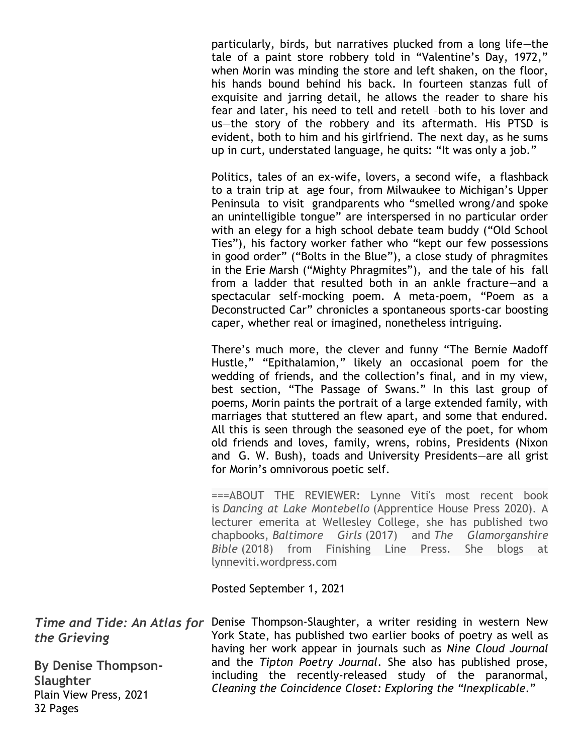particularly, birds, but narratives plucked from a long life—the tale of a paint store robbery told in "Valentine's Day, 1972," when Morin was minding the store and left shaken, on the floor, his hands bound behind his back. In fourteen stanzas full of exquisite and jarring detail, he allows the reader to share his fear and later, his need to tell and retell –both to his lover and us—the story of the robbery and its aftermath. His PTSD is evident, both to him and his girlfriend. The next day, as he sums up in curt, understated language, he quits: "It was only a job."

Politics, tales of an ex-wife, lovers, a second wife, a flashback to a train trip at age four, from Milwaukee to Michigan's Upper Peninsula to visit grandparents who "smelled wrong/and spoke an unintelligible tongue" are interspersed in no particular order with an elegy for a high school debate team buddy ("Old School Ties"), his factory worker father who "kept our few possessions in good order" ("Bolts in the Blue"), a close study of phragmites in the Erie Marsh ("Mighty Phragmites"), and the tale of his fall from a ladder that resulted both in an ankle fracture—and a spectacular self-mocking poem. A meta-poem, "Poem as a Deconstructed Car" chronicles a spontaneous sports-car boosting caper, whether real or imagined, nonetheless intriguing.

There's much more, the clever and funny "The Bernie Madoff Hustle," "Epithalamion," likely an occasional poem for the wedding of friends, and the collection's final, and in my view, best section, "The Passage of Swans." In this last group of poems, Morin paints the portrait of a large extended family, with marriages that stuttered an flew apart, and some that endured. All this is seen through the seasoned eye of the poet, for whom old friends and loves, family, wrens, robins, Presidents (Nixon and G. W. Bush), toads and University Presidents—are all grist for Morin's omnivorous poetic self.

===ABOUT THE REVIEWER: Lynne Viti's most recent book is *Dancing at Lake Montebello* (Apprentice House Press 2020). A lecturer emerita at Wellesley College, she has published two chapbooks, *Baltimore Girls* (2017) and *The Glamorganshire Bible* (2018) from Finishing Line Press. She blogs at lynneviti.wordpress.com

Posted September 1, 2021

## *Time and Tide: An Atlas for the Grieving*

**By Denise Thompson-Slaughter**
Plain View Press, 2021
32 Pages

Denise Thompson-Slaughter, a writer residing in western New York State, has published two earlier books of poetry as well as having her work appear in journals such as *Nine Cloud Journal* and the *Tipton Poetry Journal*. She also has published prose, including the recently-released study of the paranormal, *Cleaning the Coincidence Closet: Exploring the "Inexplicable*."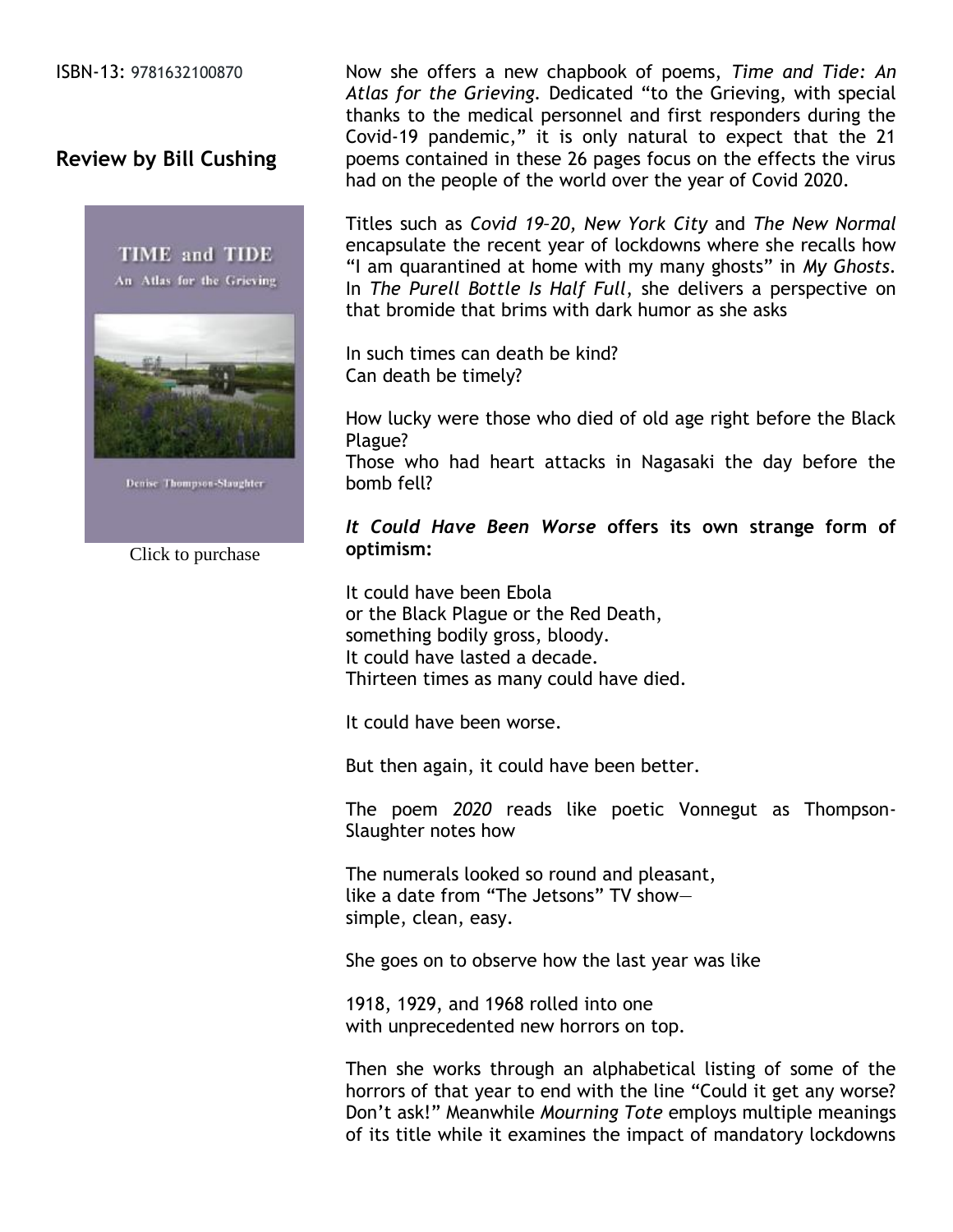ISBN-13: 9781632100870

## Review by Bill Cushing

TIME and TIDE

An Atlas for the Grieving

Denise Thompson-Slaughter

Click to purchase

Now she offers a new chapbook of poems, *Time and Tide: An Atlas for the Grieving*. Dedicated "to the Grieving, with special thanks to the medical personnel and first responders during the Covid-19 pandemic," it is only natural to expect that the 21 poems contained in these 26 pages focus on the effects the virus had on the people of the world over the year of Covid 2020.

Titles such as *Covid 19–20, New York City* and *The New Normal* encapsulate the recent year of lockdowns where she recalls how "I am quarantined at home with my many ghosts" in *My Ghosts*. In *The Purell Bottle Is Half Full*, she delivers a perspective on that bromide that brims with dark humor as she asks

In such times can death be kind?
Can death be timely?

How lucky were those who died of old age right before the Black Plague?
Those who had heart attacks in Nagasaki the day before the bomb fell?

***It Could Have Been Worse* offers its own strange form of optimism:**

It could have been Ebola
or the Black Plague or the Red Death,
something bodily gross, bloody.
It could have lasted a decade.
Thirteen times as many could have died.

It could have been worse.

But then again, it could have been better.

The poem *2020* reads like poetic Vonnegut as Thompson-Slaughter notes how

The numerals looked so round and pleasant,
like a date from "The Jetsons" TV show—
simple, clean, easy.

She goes on to observe how the last year was like

1918, 1929, and 1968 rolled into one
with unprecedented new horrors on top.

Then she works through an alphabetical listing of some of the horrors of that year to end with the line "Could it get any worse? Don't ask!" Meanwhile *Mourning Tote* employs multiple meanings of its title while it examines the impact of mandatory lockdowns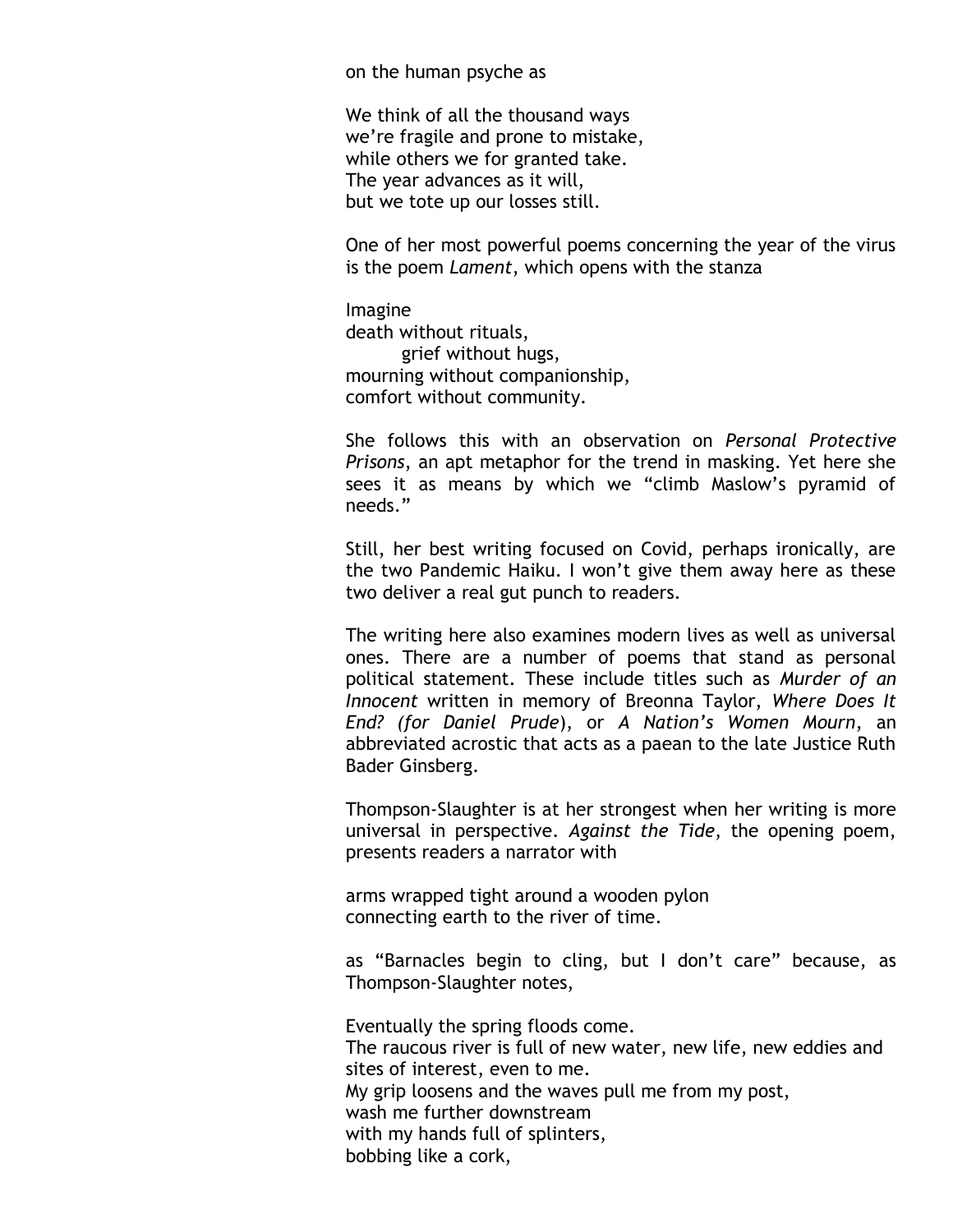on the human psyche as

We think of all the thousand ways
we're fragile and prone to mistake,
while others we for granted take.
The year advances as it will,
but we tote up our losses still.

One of her most powerful poems concerning the year of the virus is the poem *Lament*, which opens with the stanza

Imagine
death without rituals,
        grief without hugs,
mourning without companionship,
comfort without community.

She follows this with an observation on *Personal Protective Prisons*, an apt metaphor for the trend in masking. Yet here she sees it as means by which we "climb Maslow's pyramid of needs."

Still, her best writing focused on Covid, perhaps ironically, are the two Pandemic Haiku. I won't give them away here as these two deliver a real gut punch to readers.

The writing here also examines modern lives as well as universal ones. There are a number of poems that stand as personal political statement. These include titles such as *Murder of an Innocent* written in memory of Breonna Taylor, *Where Does It End? (for Daniel Prude*), or *A Nation's Women Mourn*, an abbreviated acrostic that acts as a paean to the late Justice Ruth Bader Ginsberg.

Thompson-Slaughter is at her strongest when her writing is more universal in perspective. *Against the Tide*, the opening poem, presents readers a narrator with

arms wrapped tight around a wooden pylon
connecting earth to the river of time.

as "Barnacles begin to cling, but I don't care" because, as Thompson-Slaughter notes,

Eventually the spring floods come.
The raucous river is full of new water, new life, new eddies and sites of interest, even to me.
My grip loosens and the waves pull me from my post,
wash me further downstream
with my hands full of splinters,
bobbing like a cork,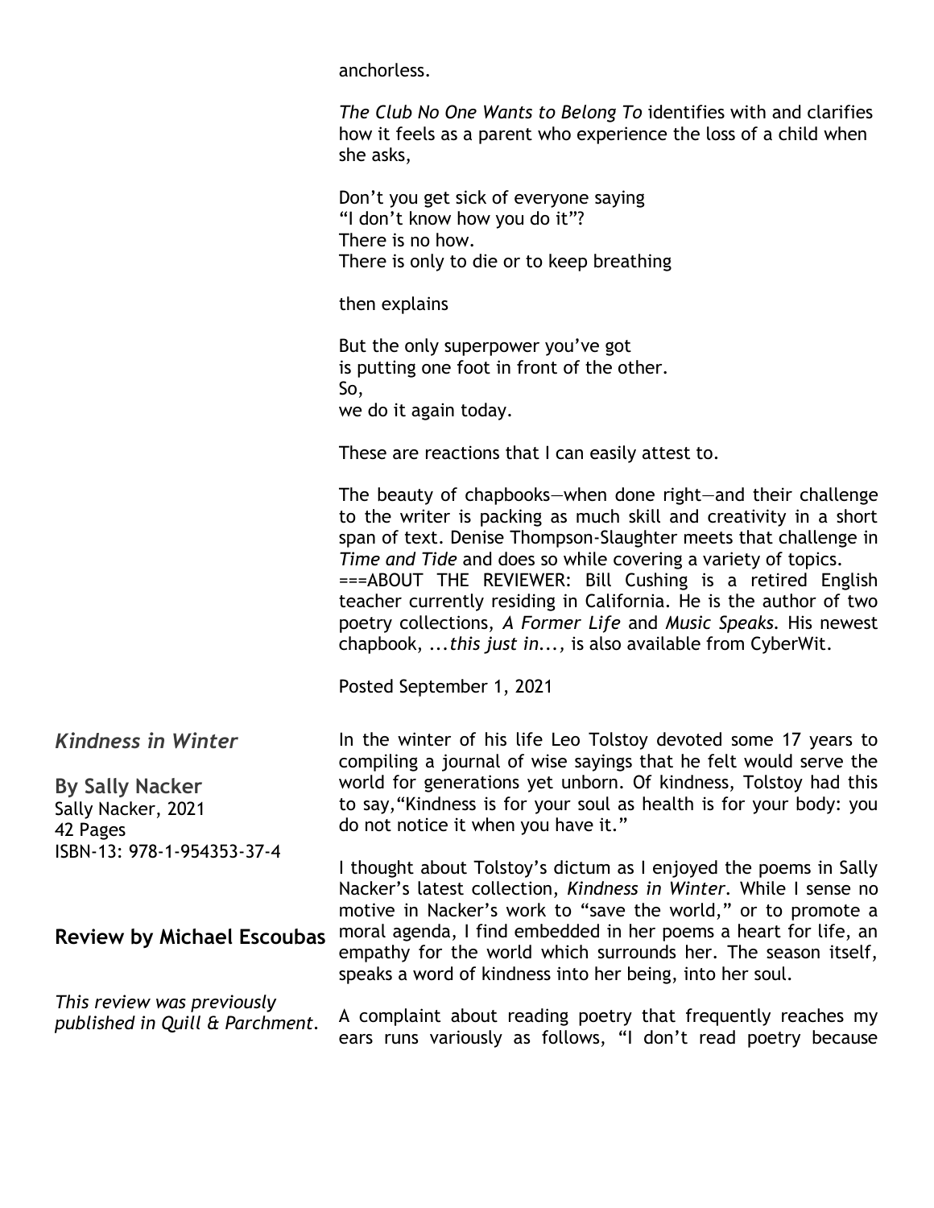anchorless.

*The Club No One Wants to Belong To* identifies with and clarifies how it feels as a parent who experience the loss of a child when she asks,

Don't you get sick of everyone saying
"I don't know how you do it"?
There is no how.
There is only to die or to keep breathing

then explains

But the only superpower you've got
is putting one foot in front of the other.
So,
we do it again today.

These are reactions that I can easily attest to.

The beauty of chapbooks—when done right—and their challenge to the writer is packing as much skill and creativity in a short span of text. Denise Thompson-Slaughter meets that challenge in *Time and Tide* and does so while covering a variety of topics.
===ABOUT THE REVIEWER: Bill Cushing is a retired English teacher currently residing in California. He is the author of two poetry collections, *A Former Life* and *Music Speaks.* His newest chapbook, *...this just in...,* is also available from CyberWit.

Posted September 1, 2021

## *Kindness in Winter*

**By Sally Nacker**
Sally Nacker, 2021
42 Pages
ISBN-13: 978-1-954353-37-4

### Review by Michael Escoubas

*This review was previously published in Quill & Parchment.*

In the winter of his life Leo Tolstoy devoted some 17 years to compiling a journal of wise sayings that he felt would serve the world for generations yet unborn. Of kindness, Tolstoy had this to say,"Kindness is for your soul as health is for your body: you do not notice it when you have it."

I thought about Tolstoy's dictum as I enjoyed the poems in Sally Nacker's latest collection, *Kindness in Winter*. While I sense no motive in Nacker's work to "save the world," or to promote a moral agenda, I find embedded in her poems a heart for life, an empathy for the world which surrounds her. The season itself, speaks a word of kindness into her being, into her soul.

A complaint about reading poetry that frequently reaches my ears runs variously as follows, "I don't read poetry because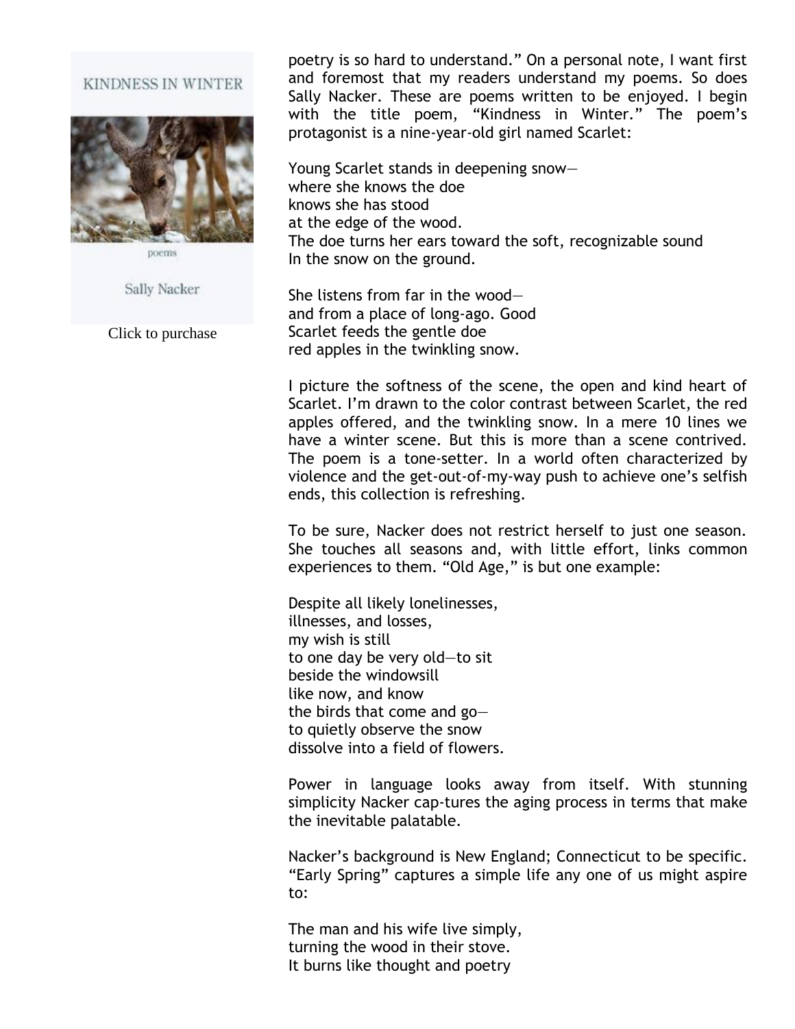KINDNESS IN WINTER

poems

Sally Nacker

Click to purchase

poetry is so hard to understand." On a personal note, I want first and foremost that my readers understand my poems. So does Sally Nacker. These are poems written to be enjoyed. I begin with the title poem, "Kindness in Winter." The poem's protagonist is a nine-year-old girl named Scarlet:

Young Scarlet stands in deepening snow—  
where she knows the doe  
knows she has stood  
at the edge of the wood.  
The doe turns her ears toward the soft, recognizable sound  
In the snow on the ground.

She listens from far in the wood—  
and from a place of long-ago. Good  
Scarlet feeds the gentle doe  
red apples in the twinkling snow.

I picture the softness of the scene, the open and kind heart of Scarlet. I'm drawn to the color contrast between Scarlet, the red apples offered, and the twinkling snow. In a mere 10 lines we have a winter scene. But this is more than a scene contrived. The poem is a tone-setter. In a world often characterized by violence and the get-out-of-my-way push to achieve one's selfish ends, this collection is refreshing.

To be sure, Nacker does not restrict herself to just one season. She touches all seasons and, with little effort, links common experiences to them. "Old Age," is but one example:

Despite all likely lonelinesses,  
illnesses, and losses,  
my wish is still  
to one day be very old—to sit  
beside the windowsill  
like now, and know  
the birds that come and go—  
to quietly observe the snow  
dissolve into a field of flowers.

Power in language looks away from itself. With stunning simplicity Nacker cap-tures the aging process in terms that make the inevitable palatable.

Nacker's background is New England; Connecticut to be specific. "Early Spring" captures a simple life any one of us might aspire to:

The man and his wife live simply,  
turning the wood in their stove.  
It burns like thought and poetry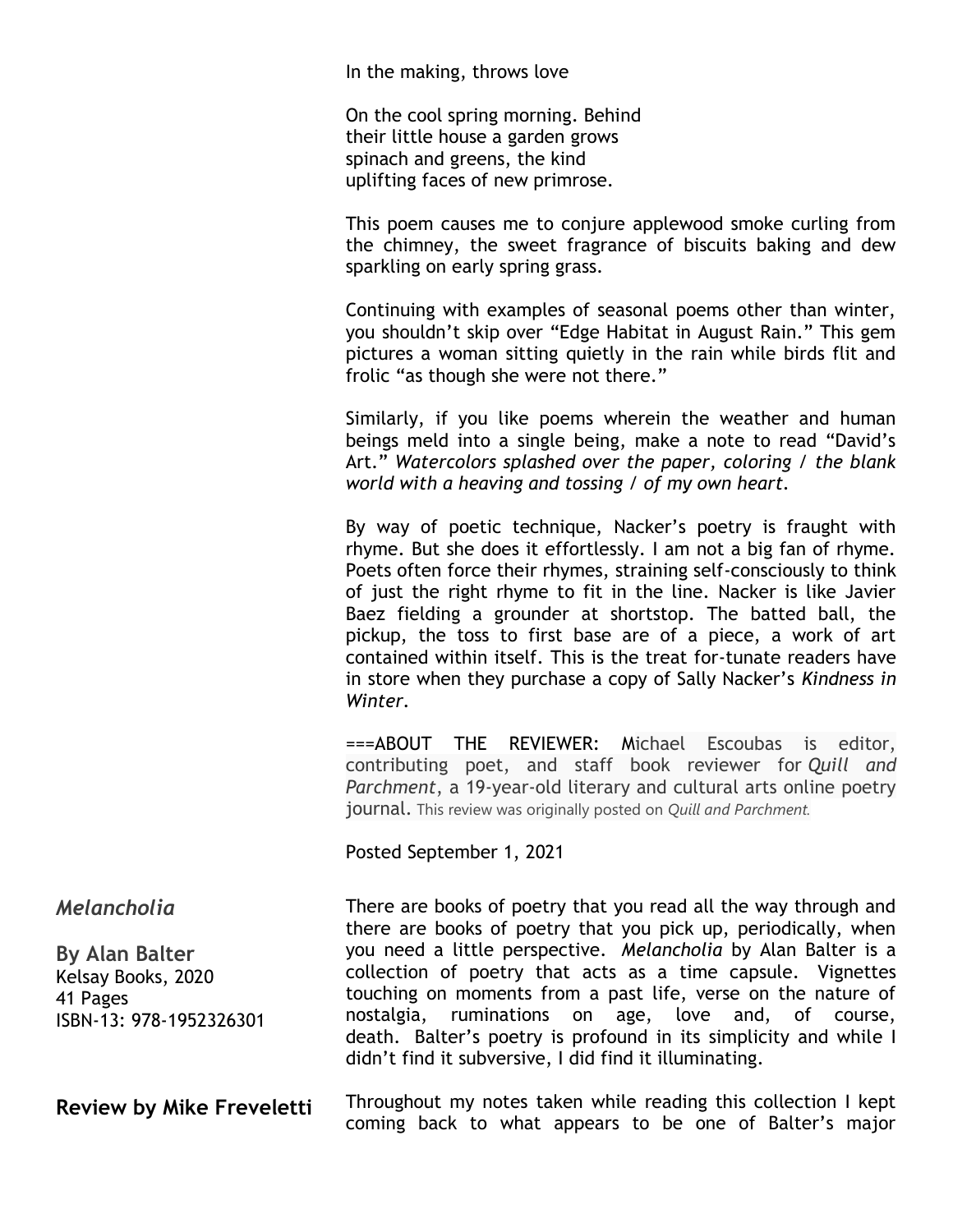In the making, throws love

On the cool spring morning. Behind
their little house a garden grows
spinach and greens, the kind
uplifting faces of new primrose.

This poem causes me to conjure applewood smoke curling from the chimney, the sweet fragrance of biscuits baking and dew sparkling on early spring grass.

Continuing with examples of seasonal poems other than winter, you shouldn't skip over "Edge Habitat in August Rain." This gem pictures a woman sitting quietly in the rain while birds flit and frolic "as though she were not there."

Similarly, if you like poems wherein the weather and human beings meld into a single being, make a note to read "David's Art." *Watercolors splashed over the paper, coloring / the blank world with a heaving and tossing / of my own heart.*

By way of poetic technique, Nacker's poetry is fraught with rhyme. But she does it effortlessly. I am not a big fan of rhyme. Poets often force their rhymes, straining self-consciously to think of just the right rhyme to fit in the line. Nacker is like Javier Baez fielding a grounder at shortstop. The batted ball, the pickup, the toss to first base are of a piece, a work of art contained within itself. This is the treat for-tunate readers have in store when they purchase a copy of Sally Nacker's *Kindness in Winter*.

===ABOUT THE REVIEWER: Michael Escoubas is editor, contributing poet, and staff book reviewer for *Quill and Parchment*, a 19-year-old literary and cultural arts online poetry journal. This review was originally posted on *Quill and Parchment*.

Posted September 1, 2021

### *Melancholia*

**By Alan Balter**
Kelsay Books, 2020
41 Pages
ISBN-13: 978-1952326301

**Review by Mike Freveletti**

There are books of poetry that you read all the way through and there are books of poetry that you pick up, periodically, when you need a little perspective. *Melancholia* by Alan Balter is a collection of poetry that acts as a time capsule. Vignettes touching on moments from a past life, verse on the nature of nostalgia, ruminations on age, love and, of course, death. Balter's poetry is profound in its simplicity and while I didn't find it subversive, I did find it illuminating.

Throughout my notes taken while reading this collection I kept coming back to what appears to be one of Balter's major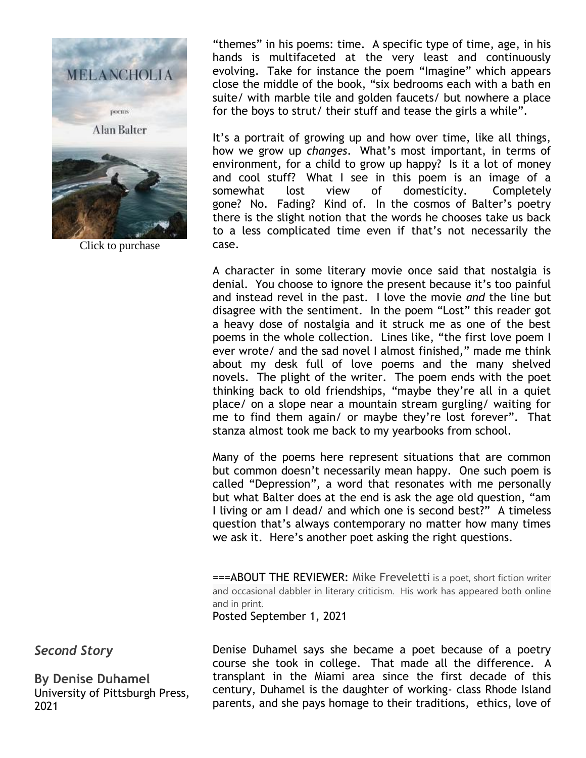MELANCHOLIA

poems

Alan Balter

Click to purchase

"themes" in his poems: time. A specific type of time, age, in his hands is multifaceted at the very least and continuously evolving. Take for instance the poem "Imagine" which appears close the middle of the book, "six bedrooms each with a bath en suite/ with marble tile and golden faucets/ but nowhere a place for the boys to strut/ their stuff and tease the girls a while".

It's a portrait of growing up and how over time, like all things, how we grow up *changes*. What's most important, in terms of environment, for a child to grow up happy? Is it a lot of money and cool stuff? What I see in this poem is an image of a somewhat lost view of domesticity. Completely gone? No. Fading? Kind of. In the cosmos of Balter's poetry there is the slight notion that the words he chooses take us back to a less complicated time even if that's not necessarily the case.

A character in some literary movie once said that nostalgia is denial. You choose to ignore the present because it's too painful and instead revel in the past. I love the movie *and* the line but disagree with the sentiment. In the poem "Lost" this reader got a heavy dose of nostalgia and it struck me as one of the best poems in the whole collection. Lines like, "the first love poem I ever wrote/ and the sad novel I almost finished," made me think about my desk full of love poems and the many shelved novels. The plight of the writer. The poem ends with the poet thinking back to old friendships, "maybe they're all in a quiet place/ on a slope near a mountain stream gurgling/ waiting for me to find them again/ or maybe they're lost forever". That stanza almost took me back to my yearbooks from school.

Many of the poems here represent situations that are common but common doesn't necessarily mean happy. One such poem is called "Depression", a word that resonates with me personally but what Balter does at the end is ask the age old question, "am I living or am I dead/ and which one is second best?" A timeless question that's always contemporary no matter how many times we ask it. Here's another poet asking the right questions.

===ABOUT THE REVIEWER: Mike Freveletti is a poet, short fiction writer and occasional dabbler in literary criticism. His work has appeared both online and in print.

Posted September 1, 2021

### *Second Story*

**By Denise Duhamel**
University of Pittsburgh Press, 2021

Denise Duhamel says she became a poet because of a poetry course she took in college. That made all the difference. A transplant in the Miami area since the first decade of this century, Duhamel is the daughter of working- class Rhode Island parents, and she pays homage to their traditions, ethics, love of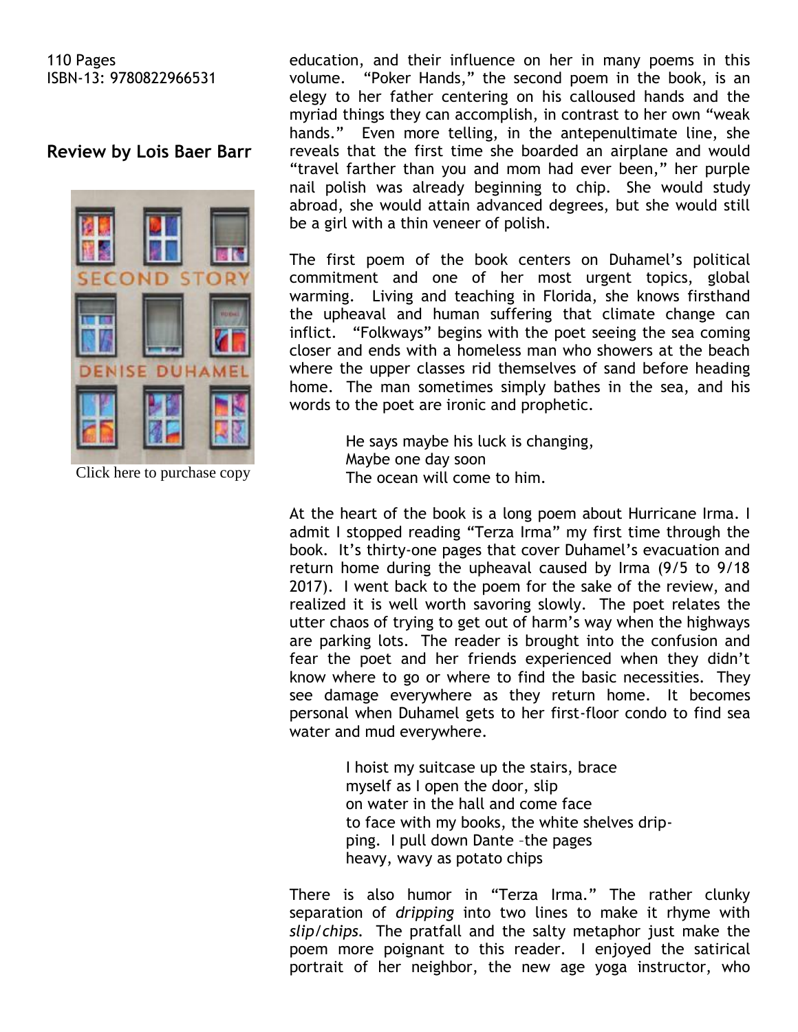110 Pages
ISBN-13: 9780822966531

## Review by Lois Baer Barr

Click here to purchase copy

education, and their influence on her in many poems in this volume. "Poker Hands," the second poem in the book, is an elegy to her father centering on his calloused hands and the myriad things they can accomplish, in contrast to her own "weak hands." Even more telling, in the antepenultimate line, she reveals that the first time she boarded an airplane and would "travel farther than you and mom had ever been," her purple nail polish was already beginning to chip. She would study abroad, she would attain advanced degrees, but she would still be a girl with a thin veneer of polish.

The first poem of the book centers on Duhamel's political commitment and one of her most urgent topics, global warming. Living and teaching in Florida, she knows firsthand the upheaval and human suffering that climate change can inflict. "Folkways" begins with the poet seeing the sea coming closer and ends with a homeless man who showers at the beach where the upper classes rid themselves of sand before heading home. The man sometimes simply bathes in the sea, and his words to the poet are ironic and prophetic.

> He says maybe his luck is changing,
> Maybe one day soon
> The ocean will come to him.

At the heart of the book is a long poem about Hurricane Irma. I admit I stopped reading "Terza Irma" my first time through the book. It's thirty-one pages that cover Duhamel's evacuation and return home during the upheaval caused by Irma (9/5 to 9/18 2017). I went back to the poem for the sake of the review, and realized it is well worth savoring slowly. The poet relates the utter chaos of trying to get out of harm's way when the highways are parking lots. The reader is brought into the confusion and fear the poet and her friends experienced when they didn't know where to go or where to find the basic necessities. They see damage everywhere as they return home. It becomes personal when Duhamel gets to her first-floor condo to find sea water and mud everywhere.

> I hoist my suitcase up the stairs, brace
> myself as I open the door, slip
> on water in the hall and come face
> to face with my books, the white shelves drip-
> ping. I pull down Dante –the pages
> heavy, wavy as potato chips

There is also humor in "Terza Irma." The rather clunky separation of *dripping* into two lines to make it rhyme with *slip/chips.* The pratfall and the salty metaphor just make the poem more poignant to this reader. I enjoyed the satirical portrait of her neighbor, the new age yoga instructor, who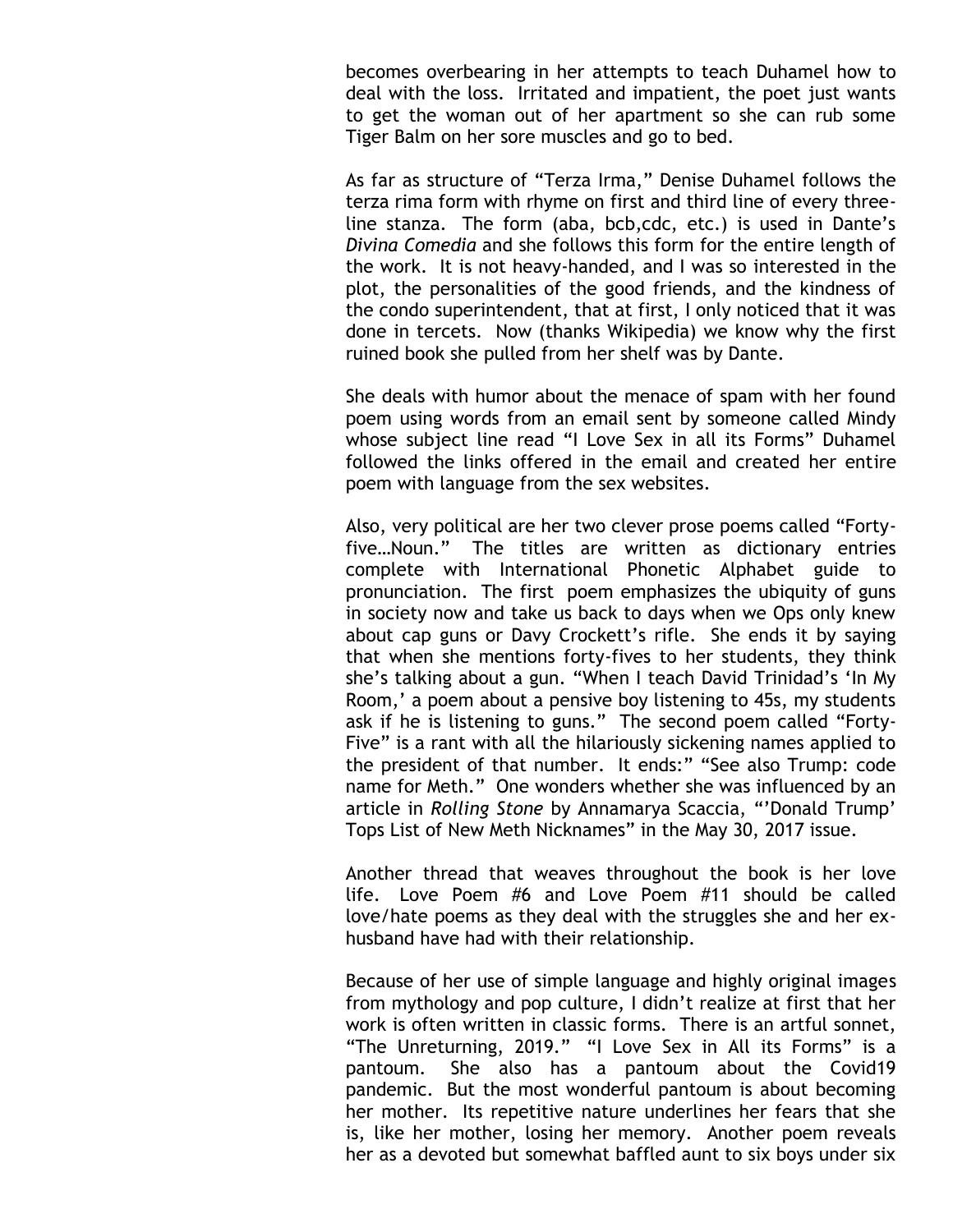becomes overbearing in her attempts to teach Duhamel how to deal with the loss. Irritated and impatient, the poet just wants to get the woman out of her apartment so she can rub some Tiger Balm on her sore muscles and go to bed.

As far as structure of "Terza Irma," Denise Duhamel follows the terza rima form with rhyme on first and third line of every three-line stanza. The form (aba, bcb,cdc, etc.) is used in Dante's *Divina Comedia* and she follows this form for the entire length of the work. It is not heavy-handed, and I was so interested in the plot, the personalities of the good friends, and the kindness of the condo superintendent, that at first, I only noticed that it was done in tercets. Now (thanks Wikipedia) we know why the first ruined book she pulled from her shelf was by Dante.

She deals with humor about the menace of spam with her found poem using words from an email sent by someone called Mindy whose subject line read "I Love Sex in all its Forms" Duhamel followed the links offered in the email and created her entire poem with language from the sex websites.

Also, very political are her two clever prose poems called "Forty-five…Noun." The titles are written as dictionary entries complete with International Phonetic Alphabet guide to pronunciation. The first poem emphasizes the ubiquity of guns in society now and take us back to days when we Ops only knew about cap guns or Davy Crockett's rifle. She ends it by saying that when she mentions forty-fives to her students, they think she's talking about a gun. "When I teach David Trinidad's 'In My Room,' a poem about a pensive boy listening to 45s, my students ask if he is listening to guns." The second poem called "Forty-Five" is a rant with all the hilariously sickening names applied to the president of that number. It ends:" "See also Trump: code name for Meth." One wonders whether she was influenced by an article in *Rolling Stone* by Annamarya Scaccia, "'Donald Trump' Tops List of New Meth Nicknames" in the May 30, 2017 issue.

Another thread that weaves throughout the book is her love life. Love Poem #6 and Love Poem #11 should be called love/hate poems as they deal with the struggles she and her ex-husband have had with their relationship.

Because of her use of simple language and highly original images from mythology and pop culture, I didn't realize at first that her work is often written in classic forms. There is an artful sonnet, "The Unreturning, 2019." "I Love Sex in All its Forms" is a pantoum. She also has a pantoum about the Covid19 pandemic. But the most wonderful pantoum is about becoming her mother. Its repetitive nature underlines her fears that she is, like her mother, losing her memory. Another poem reveals her as a devoted but somewhat baffled aunt to six boys under six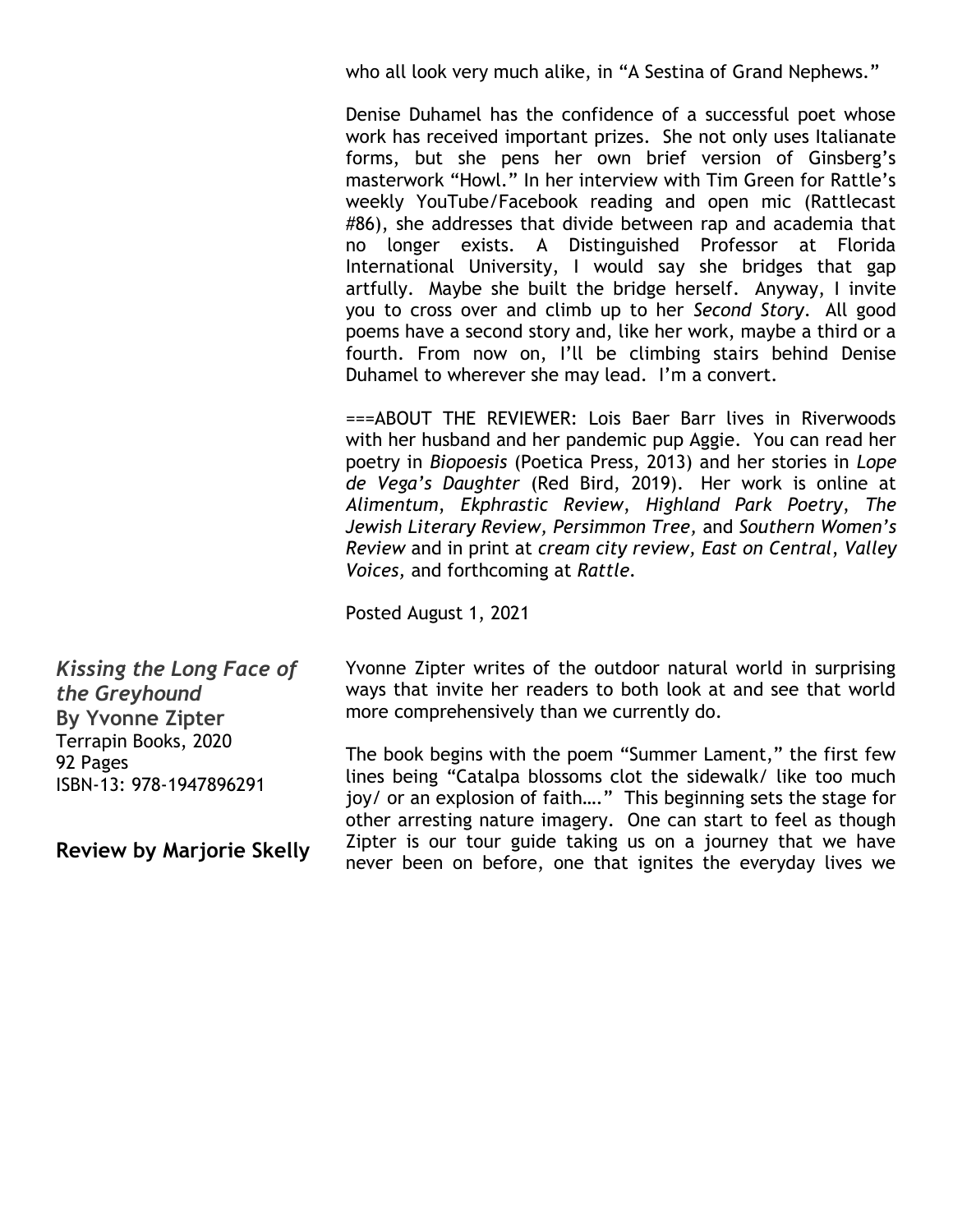who all look very much alike, in "A Sestina of Grand Nephews."

Denise Duhamel has the confidence of a successful poet whose work has received important prizes. She not only uses Italianate forms, but she pens her own brief version of Ginsberg's masterwork "Howl." In her interview with Tim Green for Rattle's weekly YouTube/Facebook reading and open mic (Rattlecast #86), she addresses that divide between rap and academia that no longer exists. A Distinguished Professor at Florida International University, I would say she bridges that gap artfully. Maybe she built the bridge herself. Anyway, I invite you to cross over and climb up to her *Second Story*. All good poems have a second story and, like her work, maybe a third or a fourth. From now on, I'll be climbing stairs behind Denise Duhamel to wherever she may lead. I'm a convert.

===ABOUT THE REVIEWER: Lois Baer Barr lives in Riverwoods with her husband and her pandemic pup Aggie. You can read her poetry in *Biopoesis* (Poetica Press, 2013) and her stories in *Lope de Vega's Daughter* (Red Bird, 2019). Her work is online at *Alimentum*, *Ekphrastic Review*, *Highland Park Poetry*, *The Jewish Literary Review, Persimmon Tree,* and *Southern Women's Review* and in print at *cream city review, East on Central*, *Valley Voices,* and forthcoming at *Rattle*.

Posted August 1, 2021

## ***Kissing the Long Face of the Greyhound***

**By Yvonne Zipter**
Terrapin Books, 2020
92 Pages
ISBN-13: 978-1947896291

**Review by Marjorie Skelly**

Yvonne Zipter writes of the outdoor natural world in surprising ways that invite her readers to both look at and see that world more comprehensively than we currently do.

The book begins with the poem "Summer Lament," the first few lines being "Catalpa blossoms clot the sidewalk/ like too much joy/ or an explosion of faith…." This beginning sets the stage for other arresting nature imagery. One can start to feel as though Zipter is our tour guide taking us on a journey that we have never been on before, one that ignites the everyday lives we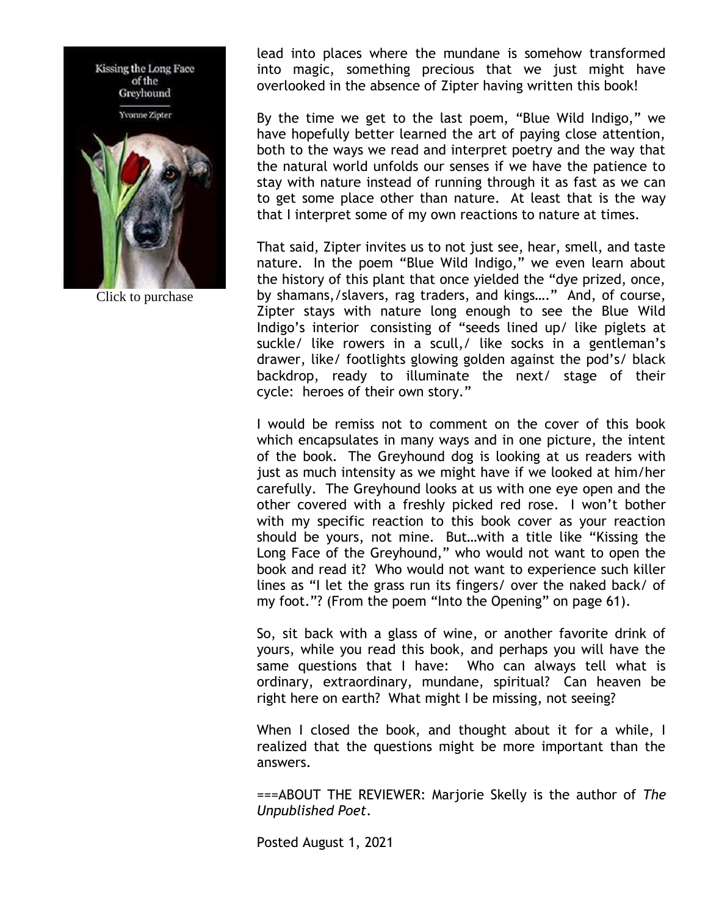Click to purchase

lead into places where the mundane is somehow transformed into magic, something precious that we just might have overlooked in the absence of Zipter having written this book!

By the time we get to the last poem, "Blue Wild Indigo," we have hopefully better learned the art of paying close attention, both to the ways we read and interpret poetry and the way that the natural world unfolds our senses if we have the patience to stay with nature instead of running through it as fast as we can to get some place other than nature. At least that is the way that I interpret some of my own reactions to nature at times.

That said, Zipter invites us to not just see, hear, smell, and taste nature. In the poem "Blue Wild Indigo," we even learn about the history of this plant that once yielded the "dye prized, once, by shamans,/slavers, rag traders, and kings…." And, of course, Zipter stays with nature long enough to see the Blue Wild Indigo's interior consisting of "seeds lined up/ like piglets at suckle/ like rowers in a scull,/ like socks in a gentleman's drawer, like/ footlights glowing golden against the pod's/ black backdrop, ready to illuminate the next/ stage of their cycle: heroes of their own story."

I would be remiss not to comment on the cover of this book which encapsulates in many ways and in one picture, the intent of the book. The Greyhound dog is looking at us readers with just as much intensity as we might have if we looked at him/her carefully. The Greyhound looks at us with one eye open and the other covered with a freshly picked red rose. I won't bother with my specific reaction to this book cover as your reaction should be yours, not mine. But…with a title like "Kissing the Long Face of the Greyhound," who would not want to open the book and read it? Who would not want to experience such killer lines as "I let the grass run its fingers/ over the naked back/ of my foot."? (From the poem "Into the Opening" on page 61).

So, sit back with a glass of wine, or another favorite drink of yours, while you read this book, and perhaps you will have the same questions that I have: Who can always tell what is ordinary, extraordinary, mundane, spiritual? Can heaven be right here on earth? What might I be missing, not seeing?

When I closed the book, and thought about it for a while, I realized that the questions might be more important than the answers.

===ABOUT THE REVIEWER: Marjorie Skelly is the author of *The Unpublished Poet*.

Posted August 1, 2021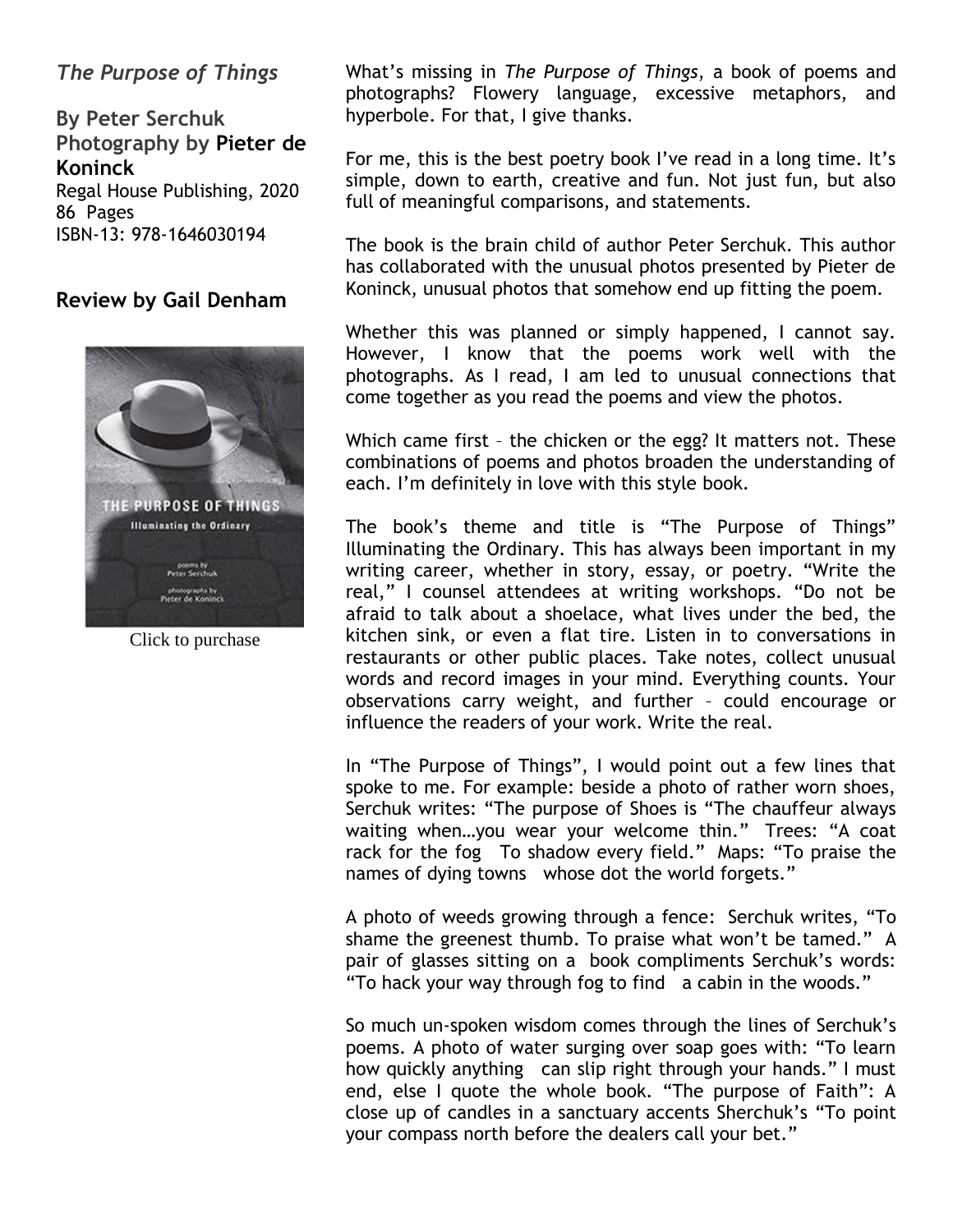*The Purpose of Things*

**By Peter Serchuk**
**Photography by Pieter de Koninck**
Regal House Publishing, 2020
86 Pages
ISBN-13: 978-1646030194

**Review by Gail Denham**

Click to purchase

What's missing in *The Purpose of Things*, a book of poems and photographs? Flowery language, excessive metaphors, and hyperbole. For that, I give thanks.

For me, this is the best poetry book I've read in a long time. It's simple, down to earth, creative and fun. Not just fun, but also full of meaningful comparisons, and statements.

The book is the brain child of author Peter Serchuk. This author has collaborated with the unusual photos presented by Pieter de Koninck, unusual photos that somehow end up fitting the poem.

Whether this was planned or simply happened, I cannot say. However, I know that the poems work well with the photographs. As I read, I am led to unusual connections that come together as you read the poems and view the photos.

Which came first – the chicken or the egg? It matters not. These combinations of poems and photos broaden the understanding of each. I'm definitely in love with this style book.

The book's theme and title is "The Purpose of Things" Illuminating the Ordinary. This has always been important in my writing career, whether in story, essay, or poetry. "Write the real," I counsel attendees at writing workshops. "Do not be afraid to talk about a shoelace, what lives under the bed, the kitchen sink, or even a flat tire. Listen in to conversations in restaurants or other public places. Take notes, collect unusual words and record images in your mind. Everything counts. Your observations carry weight, and further – could encourage or influence the readers of your work. Write the real.

In "The Purpose of Things", I would point out a few lines that spoke to me. For example: beside a photo of rather worn shoes, Serchuk writes: "The purpose of Shoes is "The chauffeur always waiting when…you wear your welcome thin." Trees: "A coat rack for the fog To shadow every field." Maps: "To praise the names of dying towns whose dot the world forgets."

A photo of weeds growing through a fence: Serchuk writes, "To shame the greenest thumb. To praise what won't be tamed." A pair of glasses sitting on a book compliments Serchuk's words: "To hack your way through fog to find a cabin in the woods."

So much un-spoken wisdom comes through the lines of Serchuk's poems. A photo of water surging over soap goes with: "To learn how quickly anything can slip right through your hands." I must end, else I quote the whole book. "The purpose of Faith": A close up of candles in a sanctuary accents Sherchuk's "To point your compass north before the dealers call your bet."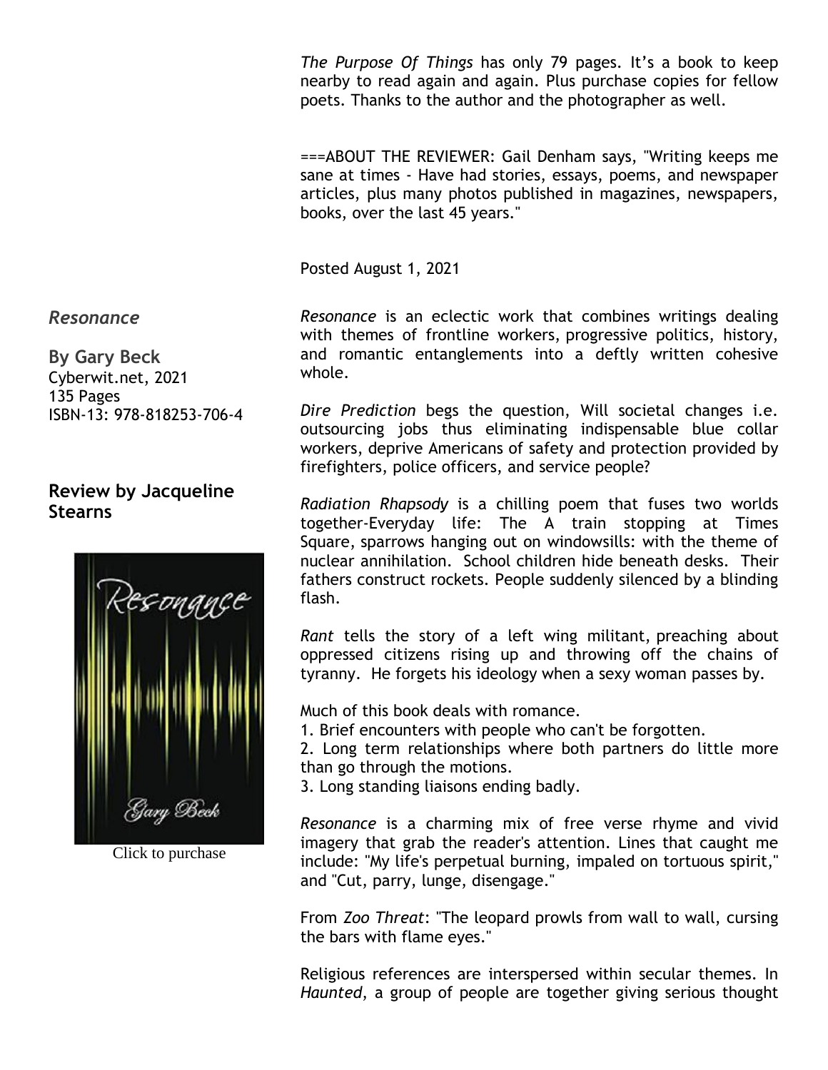*The Purpose Of Things* has only 79 pages. It's a book to keep nearby to read again and again. Plus purchase copies for fellow poets. Thanks to the author and the photographer as well.

===ABOUT THE REVIEWER: Gail Denham says, "Writing keeps me sane at times - Have had stories, essays, poems, and newspaper articles, plus many photos published in magazines, newspapers, books, over the last 45 years."

Posted August 1, 2021

## *Resonance*

**By Gary Beck**
Cyberwit.net, 2021
135 Pages
ISBN-13: 978-818253-706-4

### Review by Jacqueline Stearns

Click to purchase

*Resonance* is an eclectic work that combines writings dealing with themes of frontline workers, progressive politics, history, and romantic entanglements into a deftly written cohesive whole.

*Dire Prediction* begs the question, Will societal changes i.e. outsourcing jobs thus eliminating indispensable blue collar workers, deprive Americans of safety and protection provided by firefighters, police officers, and service people?

*Radiation Rhapsody* is a chilling poem that fuses two worlds together-Everyday life: The A train stopping at Times Square, sparrows hanging out on windowsills: with the theme of nuclear annihilation. School children hide beneath desks. Their fathers construct rockets. People suddenly silenced by a blinding flash.

*Rant* tells the story of a left wing militant, preaching about oppressed citizens rising up and throwing off the chains of tyranny. He forgets his ideology when a sexy woman passes by.

Much of this book deals with romance.
1. Brief encounters with people who can't be forgotten.
2. Long term relationships where both partners do little more than go through the motions.
3. Long standing liaisons ending badly.

*Resonance* is a charming mix of free verse rhyme and vivid imagery that grab the reader's attention. Lines that caught me include: "My life's perpetual burning, impaled on tortuous spirit," and "Cut, parry, lunge, disengage."

From *Zoo Threat*: "The leopard prowls from wall to wall, cursing the bars with flame eyes."

Religious references are interspersed within secular themes. In *Haunted*, a group of people are together giving serious thought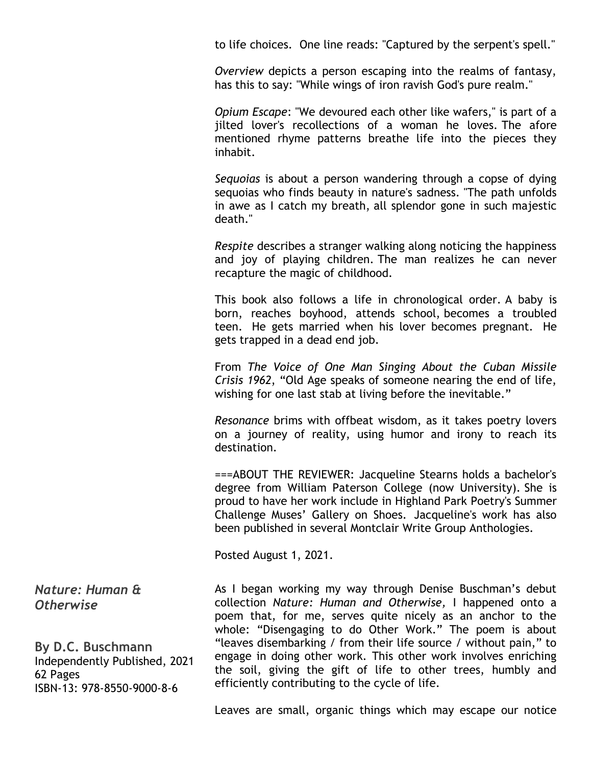to life choices. One line reads: "Captured by the serpent's spell."

*Overview* depicts a person escaping into the realms of fantasy, has this to say: "While wings of iron ravish God's pure realm."

*Opium Escape*: "We devoured each other like wafers," is part of a jilted lover's recollections of a woman he loves. The afore mentioned rhyme patterns breathe life into the pieces they inhabit.

*Sequoias* is about a person wandering through a copse of dying sequoias who finds beauty in nature's sadness. "The path unfolds in awe as I catch my breath, all splendor gone in such majestic death."

*Respite* describes a stranger walking along noticing the happiness and joy of playing children. The man realizes he can never recapture the magic of childhood.

This book also follows a life in chronological order. A baby is born, reaches boyhood, attends school, becomes a troubled teen. He gets married when his lover becomes pregnant. He gets trapped in a dead end job.

From *The Voice of One Man Singing About the Cuban Missile Crisis 1962*, "Old Age speaks of someone nearing the end of life, wishing for one last stab at living before the inevitable."

*Resonance* brims with offbeat wisdom, as it takes poetry lovers on a journey of reality, using humor and irony to reach its destination.

===ABOUT THE REVIEWER: Jacqueline Stearns holds a bachelor's degree from William Paterson College (now University). She is proud to have her work include in Highland Park Poetry's Summer Challenge Muses' Gallery on Shoes. Jacqueline's work has also been published in several Montclair Write Group Anthologies.

Posted August 1, 2021.

## *Nature: Human & Otherwise*

**By D.C. Buschmann**
Independently Published, 2021
62 Pages
ISBN-13: 978-8550-9000-8-6

As I began working my way through Denise Buschman's debut collection *Nature: Human and Otherwise,* I happened onto a poem that, for me, serves quite nicely as an anchor to the whole: "Disengaging to do Other Work." The poem is about "leaves disembarking / from their life source / without pain," to engage in doing other work. This other work involves enriching the soil, giving the gift of life to other trees, humbly and efficiently contributing to the cycle of life.

Leaves are small, organic things which may escape our notice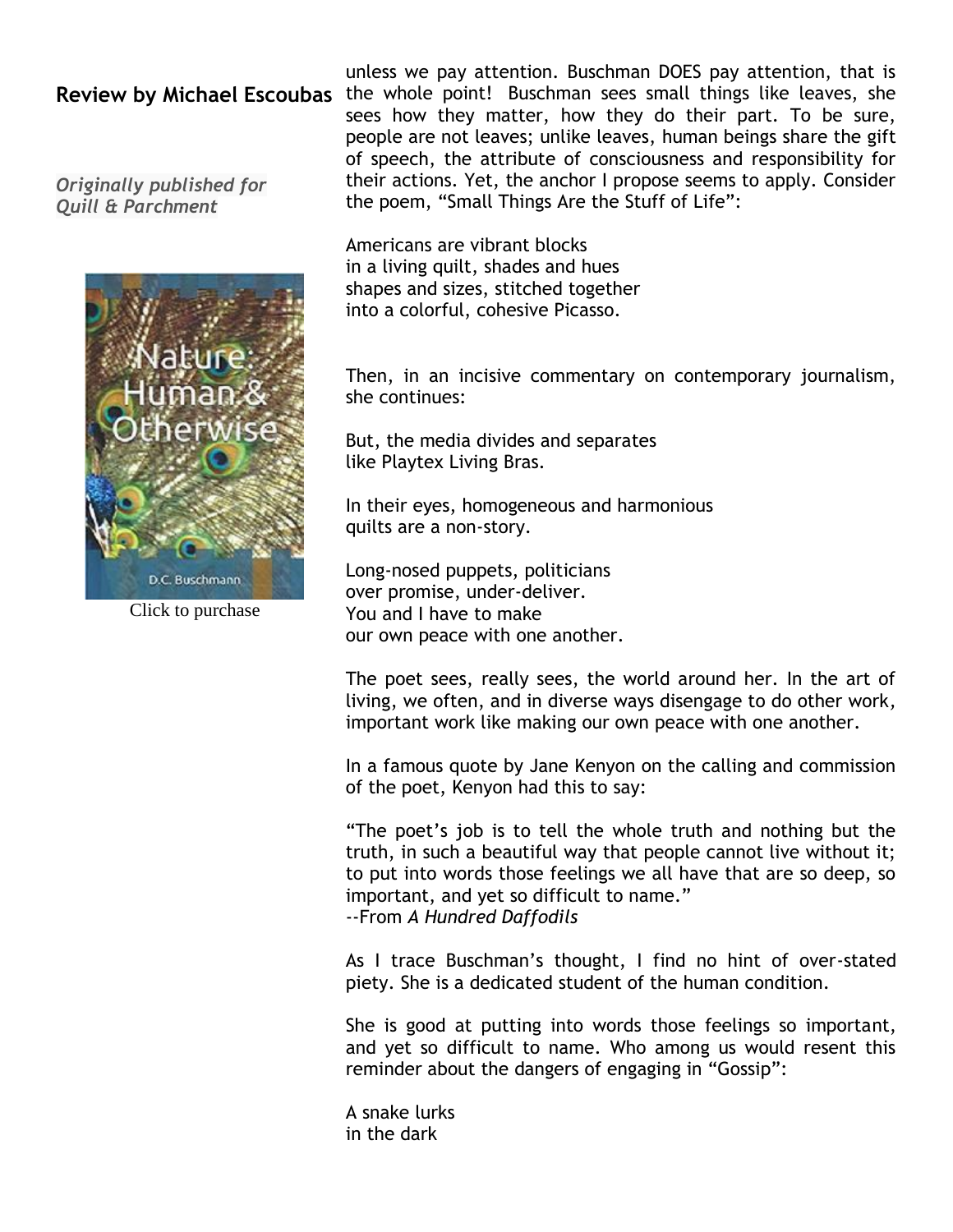**Review by Michael Escoubas**

*Originally published for Quill & Parchment*

Click to purchase

unless we pay attention. Buschman DOES pay attention, that is the whole point! Buschman sees small things like leaves, she sees how they matter, how they do their part. To be sure, people are not leaves; unlike leaves, human beings share the gift of speech, the attribute of consciousness and responsibility for their actions. Yet, the anchor I propose seems to apply. Consider the poem, "Small Things Are the Stuff of Life":

Americans are vibrant blocks  
in a living quilt, shades and hues  
shapes and sizes, stitched together  
into a colorful, cohesive Picasso.

Then, in an incisive commentary on contemporary journalism, she continues:

But, the media divides and separates  
like Playtex Living Bras.

In their eyes, homogeneous and harmonious  
quilts are a non-story.

Long-nosed puppets, politicians  
over promise, under-deliver.  
You and I have to make  
our own peace with one another.

The poet sees, really sees, the world around her. In the art of living, we often, and in diverse ways disengage to do other work, important work like making our own peace with one another.

In a famous quote by Jane Kenyon on the calling and commission of the poet, Kenyon had this to say:

"The poet's job is to tell the whole truth and nothing but the truth, in such a beautiful way that people cannot live without it; to put into words those feelings we all have that are so deep, so important, and yet so difficult to name."  
--From *A Hundred Daffodils*

As I trace Buschman's thought, I find no hint of over-stated piety. She is a dedicated student of the human condition.

She is good at putting into words those feelings so important, and yet so difficult to name. Who among us would resent this reminder about the dangers of engaging in "Gossip":

A snake lurks  
in the dark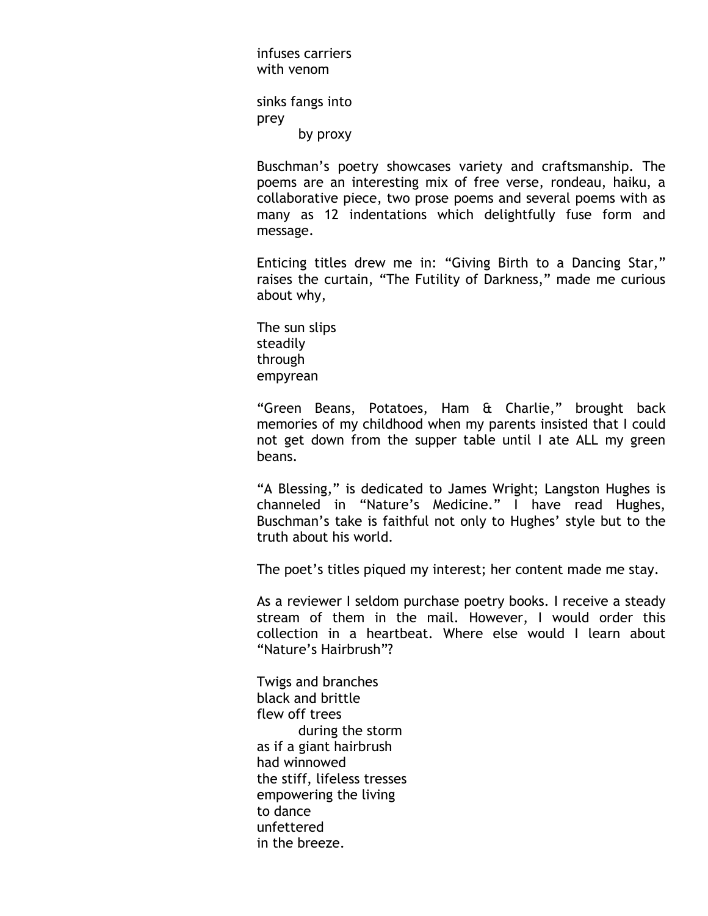infuses carriers
with venom

sinks fangs into
prey
        by proxy

Buschman's poetry showcases variety and craftsmanship. The poems are an interesting mix of free verse, rondeau, haiku, a collaborative piece, two prose poems and several poems with as many as 12 indentations which delightfully fuse form and message.

Enticing titles drew me in: "Giving Birth to a Dancing Star," raises the curtain, "The Futility of Darkness," made me curious about why,

The sun slips
steadily
through
empyrean

"Green Beans, Potatoes, Ham & Charlie," brought back memories of my childhood when my parents insisted that I could not get down from the supper table until I ate ALL my green beans.

"A Blessing," is dedicated to James Wright; Langston Hughes is channeled in "Nature's Medicine." I have read Hughes, Buschman's take is faithful not only to Hughes' style but to the truth about his world.

The poet's titles piqued my interest; her content made me stay.

As a reviewer I seldom purchase poetry books. I receive a steady stream of them in the mail. However, I would order this collection in a heartbeat. Where else would I learn about "Nature's Hairbrush"?

Twigs and branches
black and brittle
flew off trees
        during the storm
as if a giant hairbrush
had winnowed
the stiff, lifeless tresses
empowering the living
to dance
unfettered
in the breeze.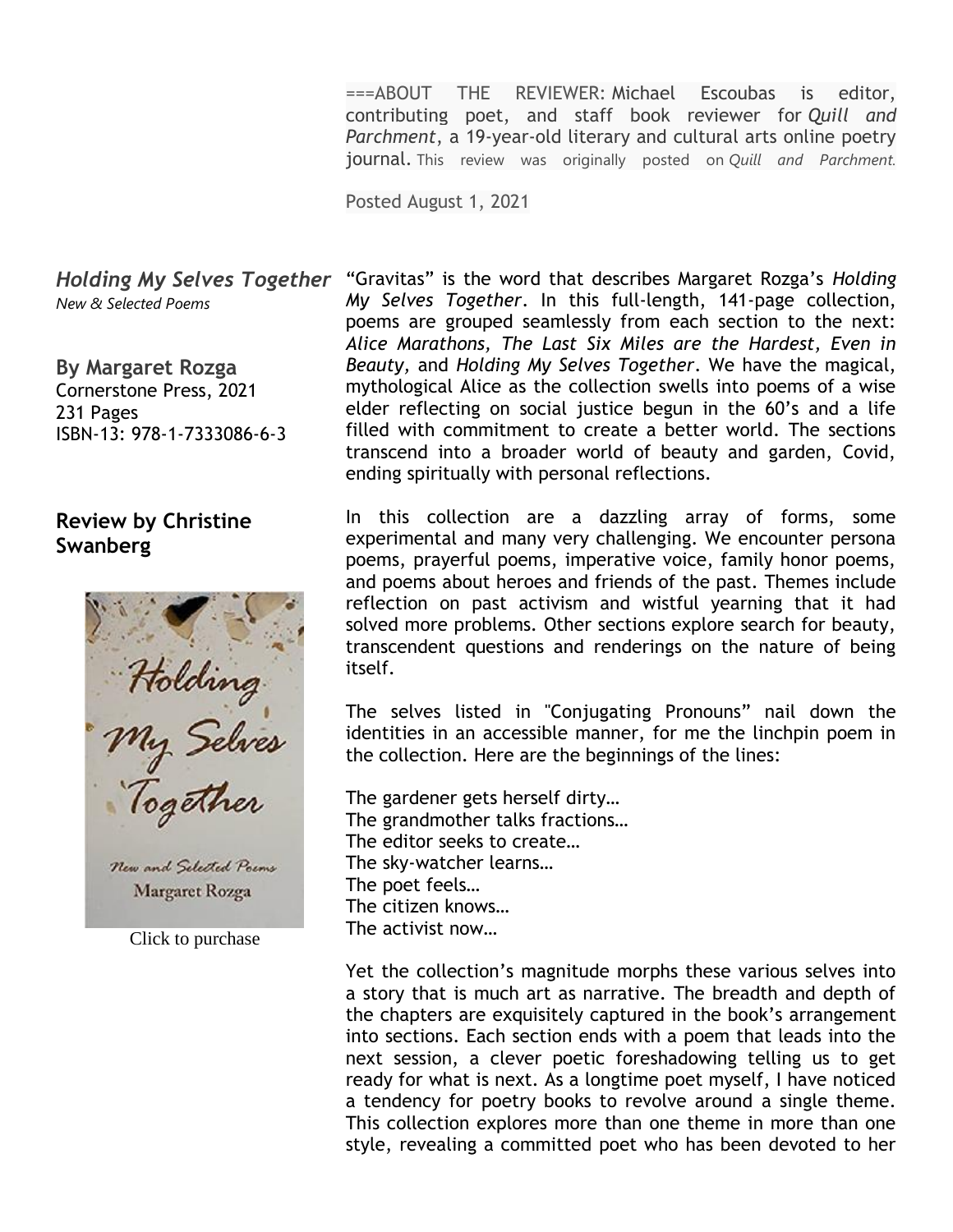===ABOUT THE REVIEWER: Michael Escoubas is editor, contributing poet, and staff book reviewer for *Quill and Parchment*, a 19-year-old literary and cultural arts online poetry journal. This review was originally posted on *Quill and Parchment.*

Posted August 1, 2021

## *Holding My Selves Together*

*New & Selected Poems*

**By Margaret Rozga**
Cornerstone Press, 2021
231 Pages
ISBN-13: 978-1-7333086-6-3

### Review by Christine Swanberg

Click to purchase

"Gravitas" is the word that describes Margaret Rozga's *Holding My Selves Together*. In this full-length, 141-page collection, poems are grouped seamlessly from each section to the next: *Alice Marathons, The Last Six Miles are the Hardest, Even in Beauty,* and *Holding My Selves Together*. We have the magical, mythological Alice as the collection swells into poems of a wise elder reflecting on social justice begun in the 60's and a life filled with commitment to create a better world. The sections transcend into a broader world of beauty and garden, Covid, ending spiritually with personal reflections.

In this collection are a dazzling array of forms, some experimental and many very challenging. We encounter persona poems, prayerful poems, imperative voice, family honor poems, and poems about heroes and friends of the past. Themes include reflection on past activism and wistful yearning that it had solved more problems. Other sections explore search for beauty, transcendent questions and renderings on the nature of being itself.

The selves listed in "Conjugating Pronouns" nail down the identities in an accessible manner, for me the linchpin poem in the collection. Here are the beginnings of the lines:

The gardener gets herself dirty…
The grandmother talks fractions…
The editor seeks to create…
The sky-watcher learns…
The poet feels…
The citizen knows…
The activist now…

Yet the collection's magnitude morphs these various selves into a story that is much art as narrative. The breadth and depth of the chapters are exquisitely captured in the book's arrangement into sections. Each section ends with a poem that leads into the next session, a clever poetic foreshadowing telling us to get ready for what is next. As a longtime poet myself, I have noticed a tendency for poetry books to revolve around a single theme. This collection explores more than one theme in more than one style, revealing a committed poet who has been devoted to her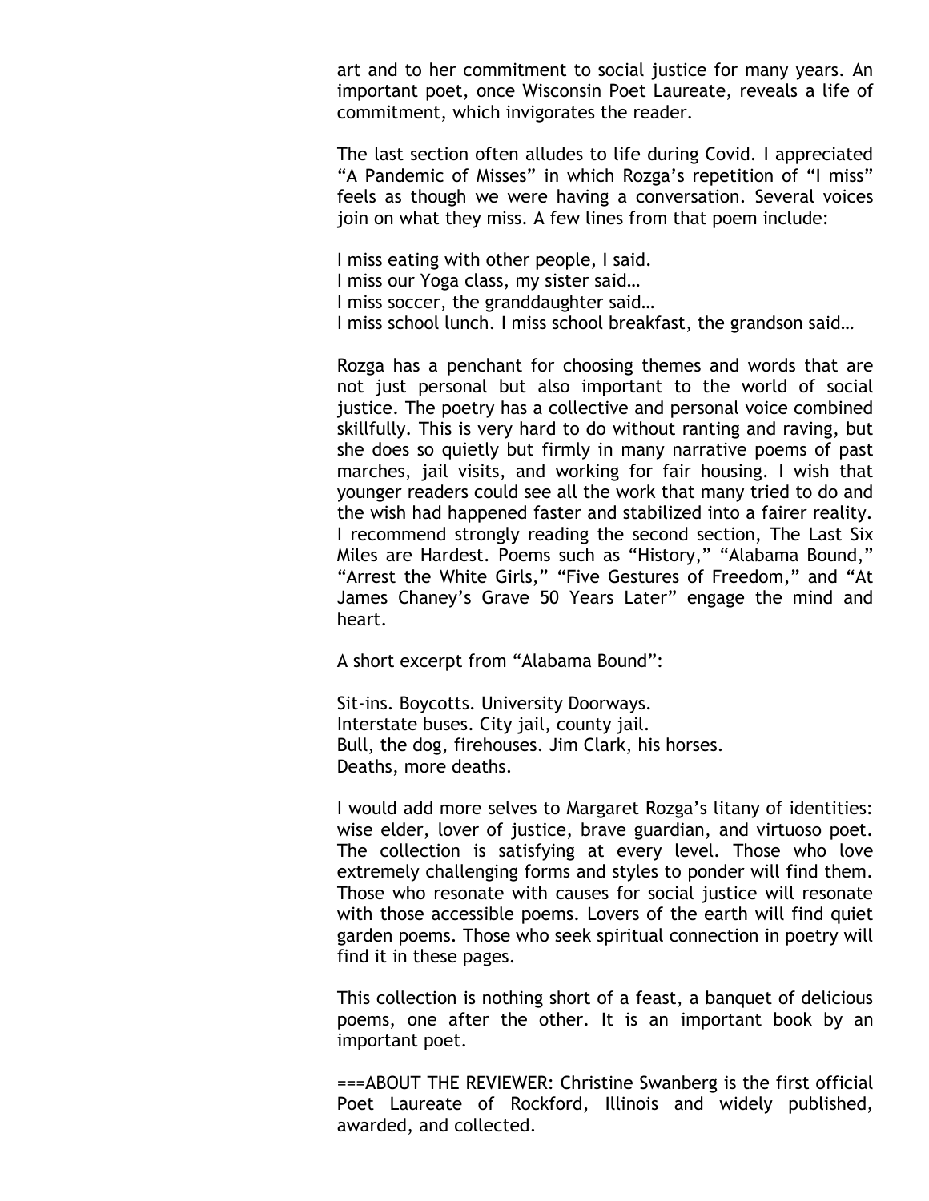art and to her commitment to social justice for many years. An important poet, once Wisconsin Poet Laureate, reveals a life of commitment, which invigorates the reader.

The last section often alludes to life during Covid. I appreciated "A Pandemic of Misses" in which Rozga's repetition of "I miss" feels as though we were having a conversation. Several voices join on what they miss. A few lines from that poem include:

I miss eating with other people, I said.  
I miss our Yoga class, my sister said…  
I miss soccer, the granddaughter said…  
I miss school lunch. I miss school breakfast, the grandson said…

Rozga has a penchant for choosing themes and words that are not just personal but also important to the world of social justice. The poetry has a collective and personal voice combined skillfully. This is very hard to do without ranting and raving, but she does so quietly but firmly in many narrative poems of past marches, jail visits, and working for fair housing. I wish that younger readers could see all the work that many tried to do and the wish had happened faster and stabilized into a fairer reality. I recommend strongly reading the second section, The Last Six Miles are Hardest. Poems such as "History," "Alabama Bound," "Arrest the White Girls," "Five Gestures of Freedom," and "At James Chaney's Grave 50 Years Later" engage the mind and heart.

A short excerpt from "Alabama Bound":

Sit-ins. Boycotts. University Doorways.  
Interstate buses. City jail, county jail.  
Bull, the dog, firehouses. Jim Clark, his horses.  
Deaths, more deaths.

I would add more selves to Margaret Rozga's litany of identities: wise elder, lover of justice, brave guardian, and virtuoso poet. The collection is satisfying at every level. Those who love extremely challenging forms and styles to ponder will find them. Those who resonate with causes for social justice will resonate with those accessible poems. Lovers of the earth will find quiet garden poems. Those who seek spiritual connection in poetry will find it in these pages.

This collection is nothing short of a feast, a banquet of delicious poems, one after the other. It is an important book by an important poet.

===ABOUT THE REVIEWER: Christine Swanberg is the first official Poet Laureate of Rockford, Illinois and widely published, awarded, and collected.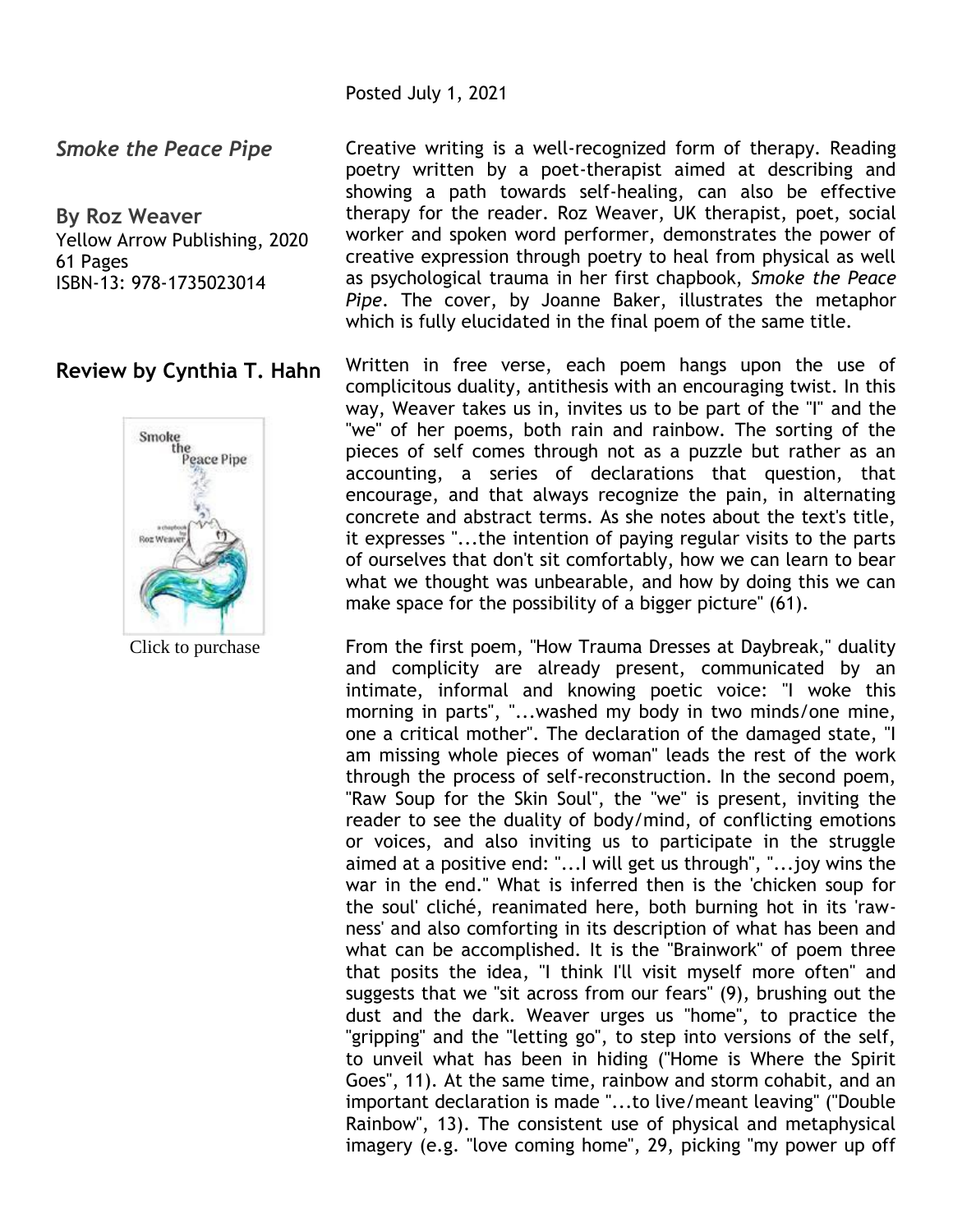Posted July 1, 2021

*Smoke the Peace Pipe*

**By Roz Weaver**
Yellow Arrow Publishing, 2020
61 Pages
ISBN-13: 978-1735023014

## Review by Cynthia T. Hahn

Click to purchase

Creative writing is a well-recognized form of therapy. Reading poetry written by a poet-therapist aimed at describing and showing a path towards self-healing, can also be effective therapy for the reader. Roz Weaver, UK therapist, poet, social worker and spoken word performer, demonstrates the power of creative expression through poetry to heal from physical as well as psychological trauma in her first chapbook, *Smoke the Peace Pipe*. The cover, by Joanne Baker, illustrates the metaphor which is fully elucidated in the final poem of the same title.

Written in free verse, each poem hangs upon the use of complicitous duality, antithesis with an encouraging twist. In this way, Weaver takes us in, invites us to be part of the "I" and the "we" of her poems, both rain and rainbow. The sorting of the pieces of self comes through not as a puzzle but rather as an accounting, a series of declarations that question, that encourage, and that always recognize the pain, in alternating concrete and abstract terms. As she notes about the text's title, it expresses "...the intention of paying regular visits to the parts of ourselves that don't sit comfortably, how we can learn to bear what we thought was unbearable, and how by doing this we can make space for the possibility of a bigger picture" (61).

From the first poem, "How Trauma Dresses at Daybreak," duality and complicity are already present, communicated by an intimate, informal and knowing poetic voice: "I woke this morning in parts", "...washed my body in two minds/one mine, one a critical mother". The declaration of the damaged state, "I am missing whole pieces of woman" leads the rest of the work through the process of self-reconstruction. In the second poem, "Raw Soup for the Skin Soul", the "we" is present, inviting the reader to see the duality of body/mind, of conflicting emotions or voices, and also inviting us to participate in the struggle aimed at a positive end: "...I will get us through", "...joy wins the war in the end." What is inferred then is the 'chicken soup for the soul' cliché, reanimated here, both burning hot in its 'raw-ness' and also comforting in its description of what has been and what can be accomplished. It is the "Brainwork" of poem three that posits the idea, "I think I'll visit myself more often" and suggests that we "sit across from our fears" (9), brushing out the dust and the dark. Weaver urges us "home", to practice the "gripping" and the "letting go", to step into versions of the self, to unveil what has been in hiding ("Home is Where the Spirit Goes", 11). At the same time, rainbow and storm cohabit, and an important declaration is made "...to live/meant leaving" ("Double Rainbow", 13). The consistent use of physical and metaphysical imagery (e.g. "love coming home", 29, picking "my power up off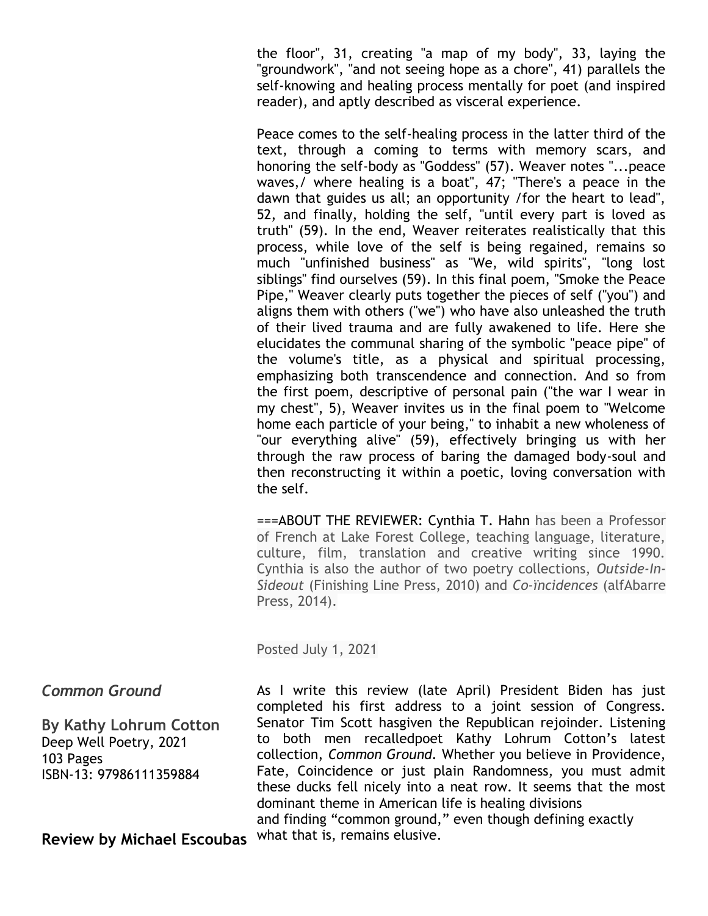the floor", 31, creating "a map of my body", 33, laying the "groundwork", "and not seeing hope as a chore", 41) parallels the self-knowing and healing process mentally for poet (and inspired reader), and aptly described as visceral experience.

Peace comes to the self-healing process in the latter third of the text, through a coming to terms with memory scars, and honoring the self-body as "Goddess" (57). Weaver notes "...peace waves,/ where healing is a boat", 47; "There's a peace in the dawn that guides us all; an opportunity /for the heart to lead", 52, and finally, holding the self, "until every part is loved as truth" (59). In the end, Weaver reiterates realistically that this process, while love of the self is being regained, remains so much "unfinished business" as "We, wild spirits", "long lost siblings" find ourselves (59). In this final poem, "Smoke the Peace Pipe," Weaver clearly puts together the pieces of self ("you") and aligns them with others ("we") who have also unleashed the truth of their lived trauma and are fully awakened to life. Here she elucidates the communal sharing of the symbolic "peace pipe" of the volume's title, as a physical and spiritual processing, emphasizing both transcendence and connection. And so from the first poem, descriptive of personal pain ("the war I wear in my chest", 5), Weaver invites us in the final poem to "Welcome home each particle of your being," to inhabit a new wholeness of "our everything alive" (59), effectively bringing us with her through the raw process of baring the damaged body-soul and then reconstructing it within a poetic, loving conversation with the self.

===ABOUT THE REVIEWER: Cynthia T. Hahn has been a Professor of French at Lake Forest College, teaching language, literature, culture, film, translation and creative writing since 1990. Cynthia is also the author of two poetry collections, *Outside-In-Sideout* (Finishing Line Press, 2010) and *Co-ïncidences* (alfAbarre Press, 2014).

Posted July 1, 2021

### *Common Ground*

**By Kathy Lohrum Cotton**
Deep Well Poetry, 2021
103 Pages
ISBN-13: 97986111359884

**Review by Michael Escoubas**

As I write this review (late April) President Biden has just completed his first address to a joint session of Congress. Senator Tim Scott hasgiven the Republican rejoinder. Listening to both men recalledpoet Kathy Lohrum Cotton's latest collection, *Common Ground*. Whether you believe in Providence, Fate, Coincidence or just plain Randomness, you must admit these ducks fell nicely into a neat row. It seems that the most dominant theme in American life is healing divisions and finding "common ground," even though defining exactly what that is, remains elusive.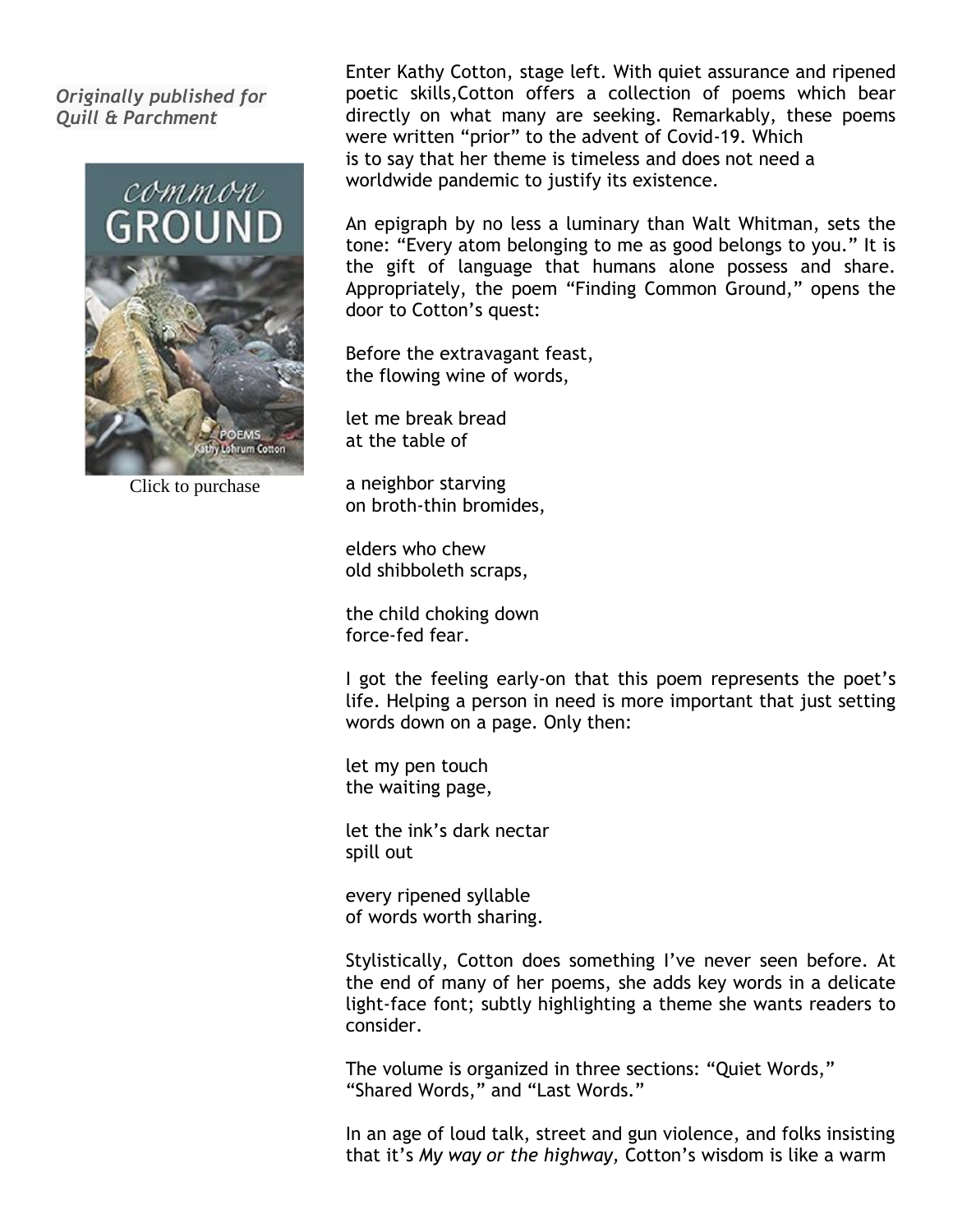*Originally published for Quill & Parchment*

Click to purchase

Enter Kathy Cotton, stage left. With quiet assurance and ripened poetic skills,Cotton offers a collection of poems which bear directly on what many are seeking. Remarkably, these poems were written "prior" to the advent of Covid-19. Which is to say that her theme is timeless and does not need a worldwide pandemic to justify its existence.

An epigraph by no less a luminary than Walt Whitman, sets the tone: "Every atom belonging to me as good belongs to you." It is the gift of language that humans alone possess and share. Appropriately, the poem "Finding Common Ground," opens the door to Cotton's quest:

Before the extravagant feast,  
the flowing wine of words,

let me break bread  
at the table of

a neighbor starving  
on broth-thin bromides,

elders who chew  
old shibboleth scraps,

the child choking down  
force-fed fear.

I got the feeling early-on that this poem represents the poet's life. Helping a person in need is more important that just setting words down on a page. Only then:

let my pen touch  
the waiting page,

let the ink's dark nectar  
spill out

every ripened syllable  
of words worth sharing.

Stylistically, Cotton does something I've never seen before. At the end of many of her poems, she adds key words in a delicate light-face font; subtly highlighting a theme she wants readers to consider.

The volume is organized in three sections: "Quiet Words," "Shared Words," and "Last Words."

In an age of loud talk, street and gun violence, and folks insisting that it's *My way or the highway,* Cotton's wisdom is like a warm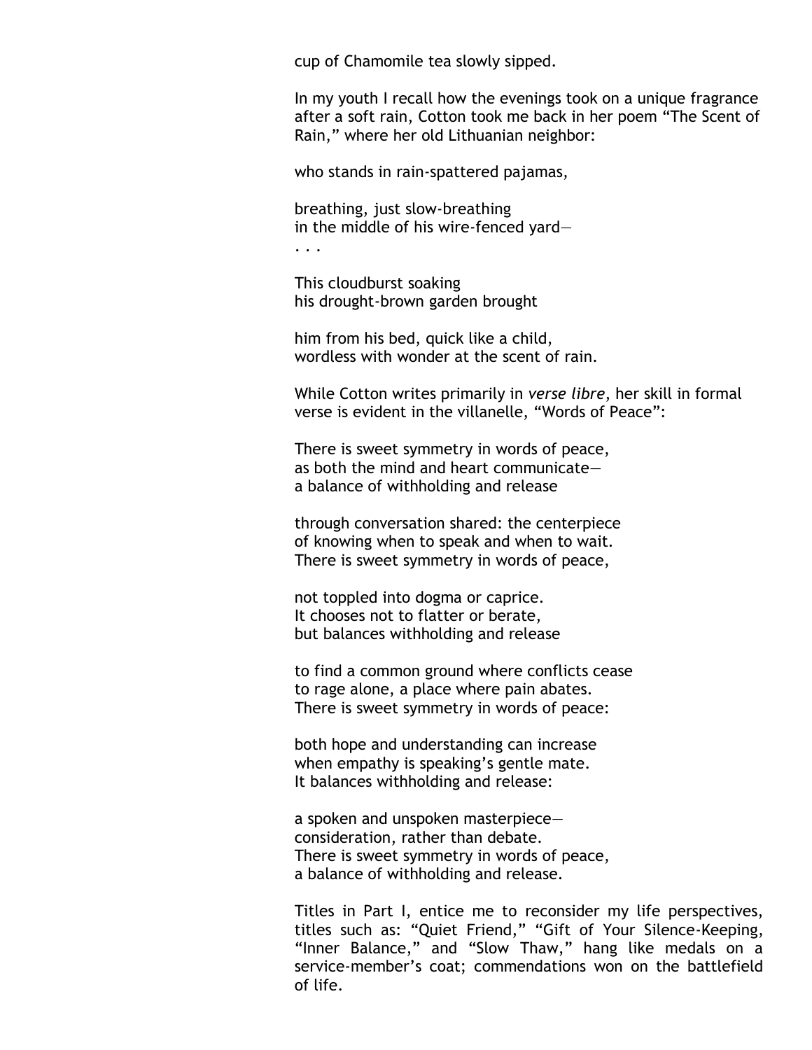cup of Chamomile tea slowly sipped.

In my youth I recall how the evenings took on a unique fragrance after a soft rain, Cotton took me back in her poem “The Scent of Rain,” where her old Lithuanian neighbor:

who stands in rain-spattered pajamas,

breathing, just slow-breathing
in the middle of his wire-fenced yard—
. . .

This cloudburst soaking
his drought-brown garden brought

him from his bed, quick like a child,
wordless with wonder at the scent of rain.

While Cotton writes primarily in *verse libre*, her skill in formal verse is evident in the villanelle, “Words of Peace”:

There is sweet symmetry in words of peace,
as both the mind and heart communicate—
a balance of withholding and release

through conversation shared: the centerpiece
of knowing when to speak and when to wait.
There is sweet symmetry in words of peace,

not toppled into dogma or caprice.
It chooses not to flatter or berate,
but balances withholding and release

to find a common ground where conflicts cease
to rage alone, a place where pain abates.
There is sweet symmetry in words of peace:

both hope and understanding can increase
when empathy is speaking’s gentle mate.
It balances withholding and release:

a spoken and unspoken masterpiece—
consideration, rather than debate.
There is sweet symmetry in words of peace,
a balance of withholding and release.

Titles in Part I, entice me to reconsider my life perspectives, titles such as: “Quiet Friend,” “Gift of Your Silence-Keeping, “Inner Balance,” and “Slow Thaw,” hang like medals on a service-member’s coat; commendations won on the battlefield of life.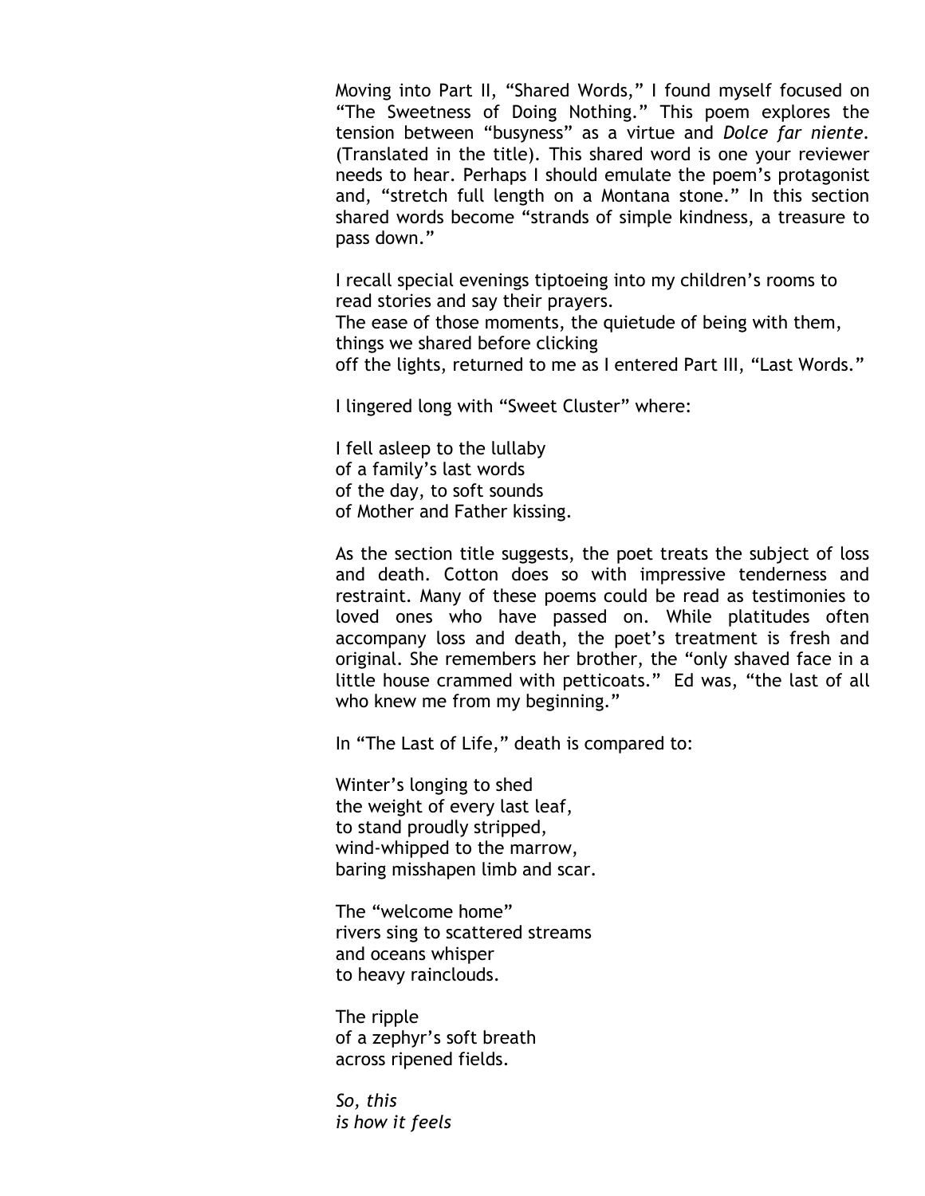Moving into Part II, "Shared Words," I found myself focused on "The Sweetness of Doing Nothing." This poem explores the tension between "busyness" as a virtue and *Dolce far niente*. (Translated in the title). This shared word is one your reviewer needs to hear. Perhaps I should emulate the poem's protagonist and, "stretch full length on a Montana stone." In this section shared words become "strands of simple kindness, a treasure to pass down."

I recall special evenings tiptoeing into my children's rooms to read stories and say their prayers.
The ease of those moments, the quietude of being with them, things we shared before clicking
off the lights, returned to me as I entered Part III, "Last Words."

I lingered long with "Sweet Cluster" where:

I fell asleep to the lullaby
of a family's last words
of the day, to soft sounds
of Mother and Father kissing.

As the section title suggests, the poet treats the subject of loss and death. Cotton does so with impressive tenderness and restraint. Many of these poems could be read as testimonies to loved ones who have passed on. While platitudes often accompany loss and death, the poet's treatment is fresh and original. She remembers her brother, the "only shaved face in a little house crammed with petticoats." Ed was, "the last of all who knew me from my beginning."

In "The Last of Life," death is compared to:

Winter's longing to shed
the weight of every last leaf,
to stand proudly stripped,
wind-whipped to the marrow,
baring misshapen limb and scar.

The "welcome home"
rivers sing to scattered streams
and oceans whisper
to heavy rainclouds.

The ripple
of a zephyr's soft breath
across ripened fields.

*So, this*
*is how it feels*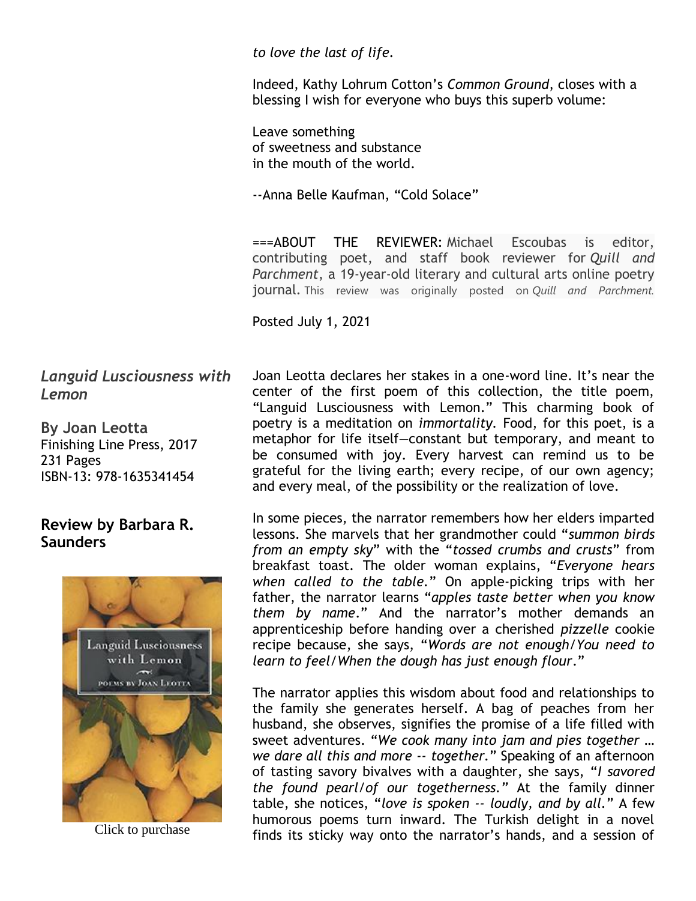*to love the last of life.*

Indeed, Kathy Lohrum Cotton's *Common Ground*, closes with a blessing I wish for everyone who buys this superb volume:

Leave something
of sweetness and substance
in the mouth of the world.

--Anna Belle Kaufman, "Cold Solace"

===ABOUT THE REVIEWER: Michael Escoubas is editor, contributing poet, and staff book reviewer for *Quill and Parchment*, a 19-year-old literary and cultural arts online poetry journal. This review was originally posted on *Quill and Parchment.*

Posted July 1, 2021

## *Languid Lusciousness with Lemon*

**By Joan Leotta**
Finishing Line Press, 2017
231 Pages
ISBN-13: 978-1635341454

### Review by Barbara R. Saunders

Click to purchase

Joan Leotta declares her stakes in a one-word line. It's near the center of the first poem of this collection, the title poem, "Languid Lusciousness with Lemon." This charming book of poetry is a meditation on *immortality*. Food, for this poet, is a metaphor for life itself—constant but temporary, and meant to be consumed with joy. Every harvest can remind us to be grateful for the living earth; every recipe, of our own agency; and every meal, of the possibility or the realization of love.

In some pieces, the narrator remembers how her elders imparted lessons. She marvels that her grandmother could "*summon birds from an empty sky*" with the "*tossed crumbs and crusts*" from breakfast toast. The older woman explains, "*Everyone hears when called to the table.*" On apple-picking trips with her father, the narrator learns "*apples taste better when you know them by name*." And the narrator's mother demands an apprenticeship before handing over a cherished *pizzelle* cookie recipe because, she says, "*Words are not enough/You need to learn to feel/When the dough has just enough flour.*"

The narrator applies this wisdom about food and relationships to the family she generates herself. A bag of peaches from her husband, she observes, signifies the promise of a life filled with sweet adventures. "*We cook many into jam and pies together … we dare all this and more -- together.*" Speaking of an afternoon of tasting savory bivalves with a daughter, she says, "*I savored the found pearl/of our togetherness.*" At the family dinner table, she notices, "*love is spoken -- loudly, and by all.*" A few humorous poems turn inward. The Turkish delight in a novel finds its sticky way onto the narrator's hands, and a session of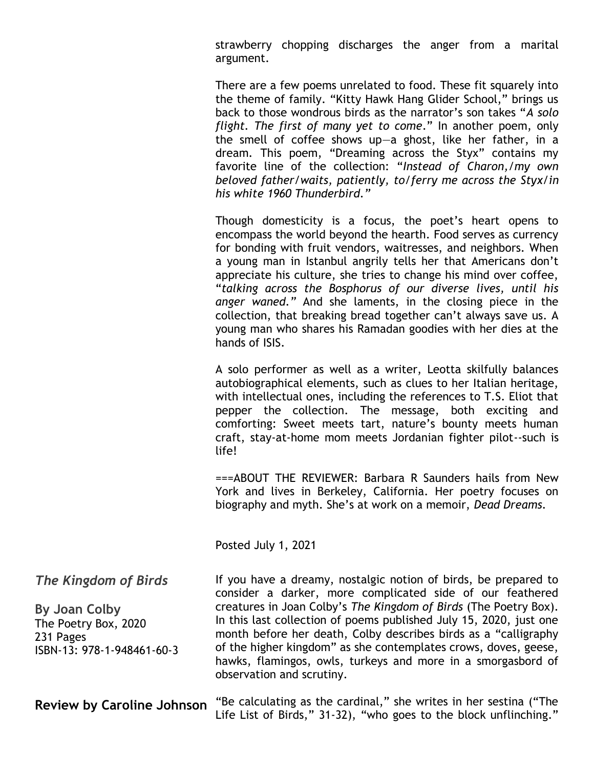strawberry chopping discharges the anger from a marital argument.

There are a few poems unrelated to food. These fit squarely into the theme of family. "Kitty Hawk Hang Glider School," brings us back to those wondrous birds as the narrator's son takes "*A solo flight. The first of many yet to come*." In another poem, only the smell of coffee shows up—a ghost, like her father, in a dream. This poem, "Dreaming across the Styx" contains my favorite line of the collection: "*Instead of Charon,/my own beloved father/waits, patiently, to/ferry me across the Styx/in his white 1960 Thunderbird."*

Though domesticity is a focus, the poet's heart opens to encompass the world beyond the hearth. Food serves as currency for bonding with fruit vendors, waitresses, and neighbors. When a young man in Istanbul angrily tells her that Americans don't appreciate his culture, she tries to change his mind over coffee, "*talking across the Bosphorus of our diverse lives, until his anger waned."* And she laments, in the closing piece in the collection, that breaking bread together can't always save us. A young man who shares his Ramadan goodies with her dies at the hands of ISIS.

A solo performer as well as a writer, Leotta skilfully balances autobiographical elements, such as clues to her Italian heritage, with intellectual ones, including the references to T.S. Eliot that pepper the collection. The message, both exciting and comforting: Sweet meets tart, nature's bounty meets human craft, stay-at-home mom meets Jordanian fighter pilot--such is life!

===ABOUT THE REVIEWER: Barbara R Saunders hails from New York and lives in Berkeley, California. Her poetry focuses on biography and myth. She's at work on a memoir, *Dead Dreams*.

Posted July 1, 2021

## *The Kingdom of Birds*

**By Joan Colby**
The Poetry Box, 2020
231 Pages
ISBN-13: 978-1-948461-60-3

**Review by Caroline Johnson**

If you have a dreamy, nostalgic notion of birds, be prepared to consider a darker, more complicated side of our feathered creatures in Joan Colby's *The Kingdom of Birds* (The Poetry Box). In this last collection of poems published July 15, 2020, just one month before her death, Colby describes birds as a "calligraphy of the higher kingdom" as she contemplates crows, doves, geese, hawks, flamingos, owls, turkeys and more in a smorgasbord of observation and scrutiny.

"Be calculating as the cardinal," she writes in her sestina ("The Life List of Birds," 31-32), "who goes to the block unflinching."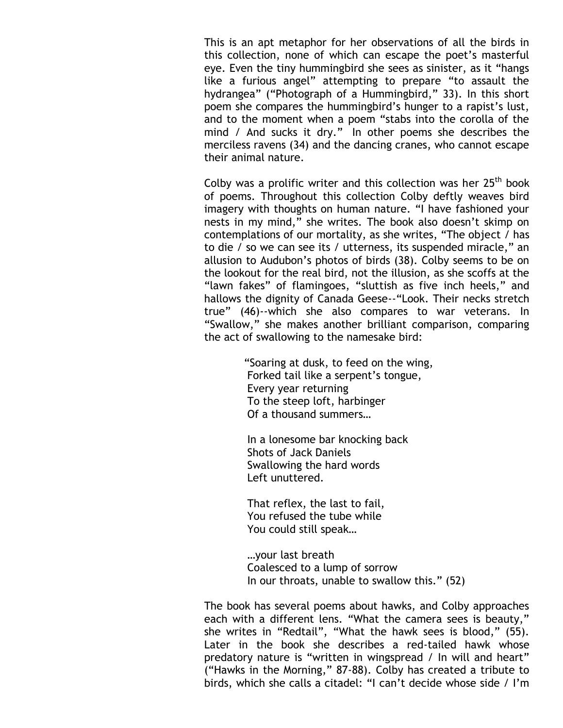This is an apt metaphor for her observations of all the birds in this collection, none of which can escape the poet's masterful eye. Even the tiny hummingbird she sees as sinister, as it "hangs like a furious angel" attempting to prepare "to assault the hydrangea" ("Photograph of a Hummingbird," 33). In this short poem she compares the hummingbird's hunger to a rapist's lust, and to the moment when a poem "stabs into the corolla of the mind / And sucks it dry." In other poems she describes the merciless ravens (34) and the dancing cranes, who cannot escape their animal nature.

Colby was a prolific writer and this collection was her 25th book of poems. Throughout this collection Colby deftly weaves bird imagery with thoughts on human nature. "I have fashioned your nests in my mind," she writes. The book also doesn't skimp on contemplations of our mortality, as she writes, "The object / has to die / so we can see its / utterness, its suspended miracle," an allusion to Audubon's photos of birds (38). Colby seems to be on the lookout for the real bird, not the illusion, as she scoffs at the "lawn fakes" of flamingoes, "sluttish as five inch heels," and hallows the dignity of Canada Geese--"Look. Their necks stretch true" (46)--which she also compares to war veterans. In "Swallow," she makes another brilliant comparison, comparing the act of swallowing to the namesake bird:

> "Soaring at dusk, to feed on the wing,
> Forked tail like a serpent's tongue,
> Every year returning
> To the steep loft, harbinger
> Of a thousand summers…
>
> In a lonesome bar knocking back
> Shots of Jack Daniels
> Swallowing the hard words
> Left unuttered.
>
> That reflex, the last to fail,
> You refused the tube while
> You could still speak…
>
> …your last breath
> Coalesced to a lump of sorrow
> In our throats, unable to swallow this." (52)

The book has several poems about hawks, and Colby approaches each with a different lens. "What the camera sees is beauty," she writes in "Redtail", "What the hawk sees is blood," (55). Later in the book she describes a red-tailed hawk whose predatory nature is "written in wingspread / In will and heart" ("Hawks in the Morning," 87-88). Colby has created a tribute to birds, which she calls a citadel: "I can't decide whose side / I'm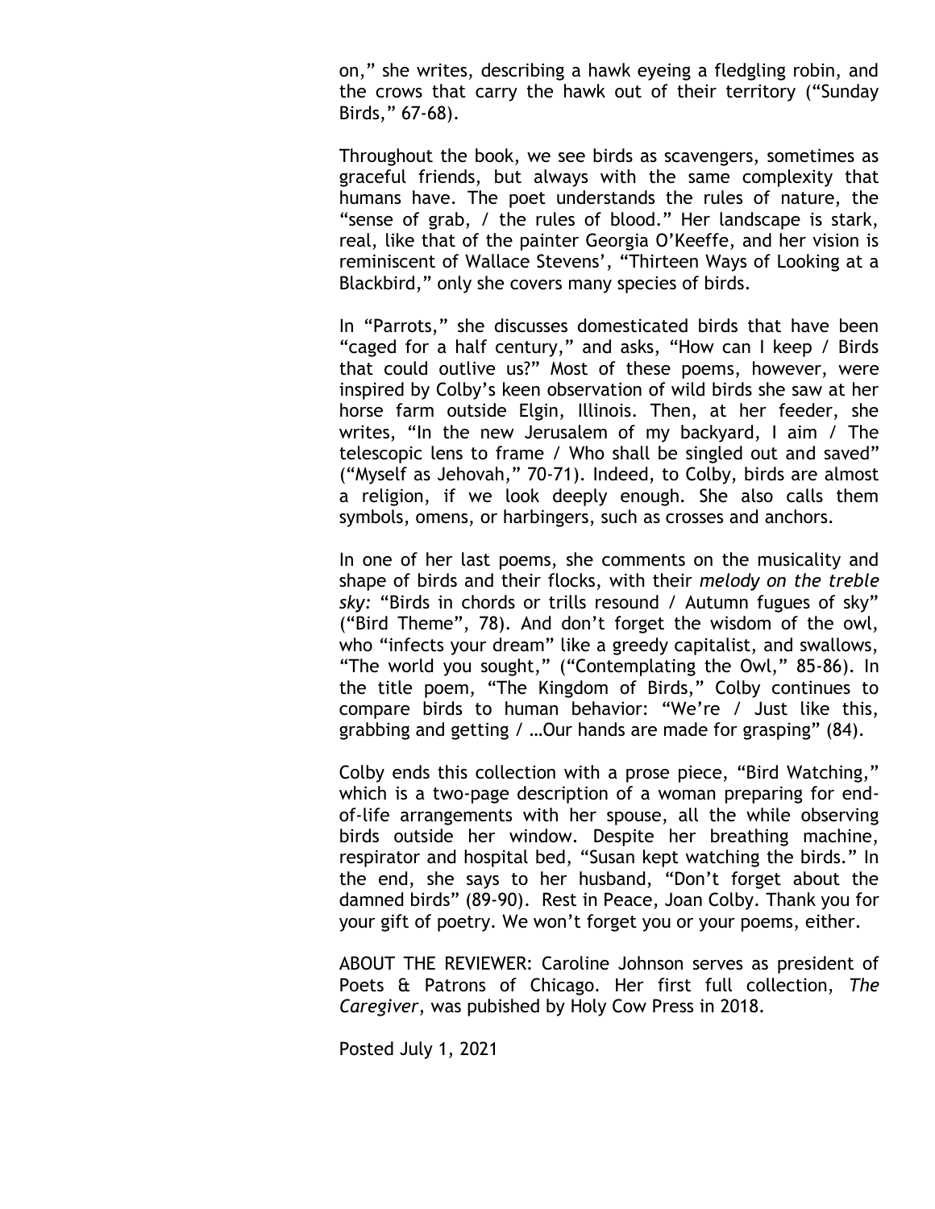on," she writes, describing a hawk eyeing a fledgling robin, and the crows that carry the hawk out of their territory ("Sunday Birds," 67-68).

Throughout the book, we see birds as scavengers, sometimes as graceful friends, but always with the same complexity that humans have. The poet understands the rules of nature, the "sense of grab, / the rules of blood." Her landscape is stark, real, like that of the painter Georgia O'Keeffe, and her vision is reminiscent of Wallace Stevens', "Thirteen Ways of Looking at a Blackbird," only she covers many species of birds.

In "Parrots," she discusses domesticated birds that have been "caged for a half century," and asks, "How can I keep / Birds that could outlive us?" Most of these poems, however, were inspired by Colby's keen observation of wild birds she saw at her horse farm outside Elgin, Illinois. Then, at her feeder, she writes, "In the new Jerusalem of my backyard, I aim / The telescopic lens to frame / Who shall be singled out and saved" ("Myself as Jehovah," 70-71). Indeed, to Colby, birds are almost a religion, if we look deeply enough. She also calls them symbols, omens, or harbingers, such as crosses and anchors.

In one of her last poems, she comments on the musicality and shape of birds and their flocks, with their *melody on the treble sky:* "Birds in chords or trills resound / Autumn fugues of sky" ("Bird Theme", 78). And don't forget the wisdom of the owl, who "infects your dream" like a greedy capitalist, and swallows, "The world you sought," ("Contemplating the Owl," 85-86). In the title poem, "The Kingdom of Birds," Colby continues to compare birds to human behavior: "We're / Just like this, grabbing and getting / …Our hands are made for grasping" (84).

Colby ends this collection with a prose piece, "Bird Watching," which is a two-page description of a woman preparing for end-of-life arrangements with her spouse, all the while observing birds outside her window. Despite her breathing machine, respirator and hospital bed, "Susan kept watching the birds." In the end, she says to her husband, "Don't forget about the damned birds" (89-90). Rest in Peace, Joan Colby. Thank you for your gift of poetry. We won't forget you or your poems, either.

ABOUT THE REVIEWER: Caroline Johnson serves as president of Poets & Patrons of Chicago. Her first full collection, *The Caregiver*, was pubished by Holy Cow Press in 2018.

Posted July 1, 2021